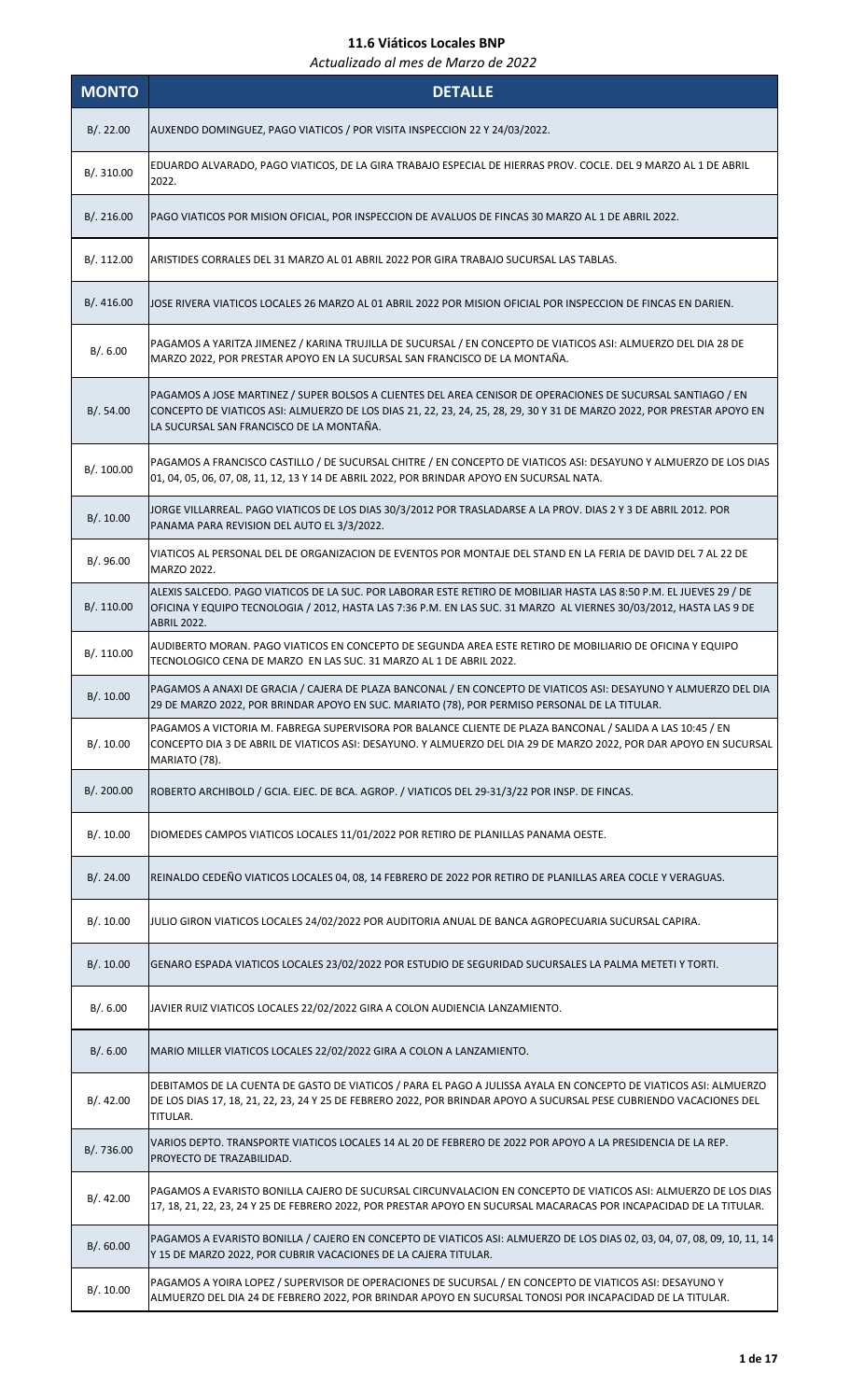# 11.6 Viáticos Locales BNP

*Actualizado al mes de Marzo de 2022*

| MONTO | DETALLE |
| --- | --- |
| B/. 22.00 | AUXENDO DOMINGUEZ, PAGO VIATICOS / POR VISITA INSPECCION 22 Y 24/03/2022. |
| B/. 310.00 | EDUARDO ALVARADO, PAGO VIATICOS, DE LA GIRA TRABAJO ESPECIAL DE HIERRAS PROV. COCLE. DEL 9 MARZO AL 1 DE ABRIL 2022. |
| B/. 216.00 | PAGO VIATICOS POR MISION OFICIAL, POR INSPECCION DE AVALUOS DE FINCAS 30 MARZO AL 1 DE ABRIL 2022. |
| B/. 112.00 | ARISTIDES CORRALES DEL 31 MARZO AL 01 ABRIL 2022 POR GIRA TRABAJO SUCURSAL LAS TABLAS. |
| B/. 416.00 | JOSE RIVERA VIATICOS LOCALES 26 MARZO AL 01 ABRIL 2022 POR MISION OFICIAL POR INSPECCION DE FINCAS EN DARIEN. |
| B/. 6.00 | PAGAMOS A YARITZA JIMENEZ / KARINA TRUJILLA DE SUCURSAL / EN CONCEPTO DE VIATICOS ASI: ALMUERZO DEL DIA 28 DE MARZO 2022, POR PRESTAR APOYO EN LA SUCURSAL SAN FRANCISCO DE LA MONTAÑA. |
| B/. 54.00 | PAGAMOS A JOSE MARTINEZ / SUPER BOLSOS A CLIENTES DEL AREA CENISOR DE OPERACIONES DE SUCURSAL SANTIAGO / EN CONCEPTO DE VIATICOS ASI: ALMUERZO DE LOS DIAS 21, 22, 23, 24, 25, 28, 29, 30 Y 31 DE MARZO 2022, POR PRESTAR APOYO EN LA SUCURSAL SAN FRANCISCO DE LA MONTAÑA. |
| B/. 100.00 | PAGAMOS A FRANCISCO CASTILLO / DE SUCURSAL CHITRE / EN CONCEPTO DE VIATICOS ASI: DESAYUNO Y ALMUERZO DE LOS DIAS 01, 04, 05, 06, 07, 08, 11, 12, 13 Y 14 DE ABRIL 2022, POR BRINDAR APOYO EN SUCURSAL NATA. |
| B/. 10.00 | JORGE VILLARREAL. PAGO VIATICOS DE LOS DIAS 30/3/2012 POR TRASLADARSE A LA PROV. DIAS 2 Y 3 DE ABRIL 2012. POR PANAMA PARA REVISION DEL AUTO EL 3/3/2022. |
| B/. 96.00 | VIATICOS AL PERSONAL DEL DE ORGANIZACION DE EVENTOS POR MONTAJE DEL STAND EN LA FERIA DE DAVID DEL 7 AL 22 DE MARZO 2022. |
| B/. 110.00 | ALEXIS SALCEDO. PAGO VIATICOS DE LA SUC. POR LABORAR ESTE RETIRO DE MOBILIAR HASTA LAS 8:50 P.M. EL JUEVES 29 / DE OFICINA Y EQUIPO TECNOLOGIA / 2012, HASTA LAS 7:36 P.M. EN LAS SUC. 31 MARZO AL VIERNES 30/03/2012, HASTA LAS 9 DE ABRIL 2022. |
| B/. 110.00 | AUDIBERTO MORAN. PAGO VIATICOS EN CONCEPTO DE SEGUNDA AREA ESTE RETIRO DE MOBILIARIO DE OFICINA Y EQUIPO TECNOLOGICO CENA DE MARZO EN LAS SUC. 31 MARZO AL 1 DE ABRIL 2022. |
| B/. 10.00 | PAGAMOS A ANAXI DE GRACIA / CAJERA DE PLAZA BANCONAL / EN CONCEPTO DE VIATICOS ASI: DESAYUNO Y ALMUERZO DEL DIA 29 DE MARZO 2022, POR BRINDAR APOYO EN SUC. MARIATO (78), POR PERMISO PERSONAL DE LA TITULAR. |
| B/. 10.00 | PAGAMOS A VICTORIA M. FABREGA SUPERVISORA POR BALANCE CLIENTE DE PLAZA BANCONAL / SALIDA A LAS 10:45 / EN CONCEPTO DIA 3 DE ABRIL DE VIATICOS ASI: DESAYUNO. Y ALMUERZO DEL DIA 29 DE MARZO 2022, POR DAR APOYO EN SUCURSAL MARIATO (78). |
| B/. 200.00 | ROBERTO ARCHIBOLD / GCIA. EJEC. DE BCA. AGROP. / VIATICOS DEL 29-31/3/22 POR INSP. DE FINCAS. |
| B/. 10.00 | DIOMEDES CAMPOS VIATICOS LOCALES 11/01/2022 POR RETIRO DE PLANILLAS PANAMA OESTE. |
| B/. 24.00 | REINALDO CEDEÑO VIATICOS LOCALES 04, 08, 14 FEBRERO DE 2022 POR RETIRO DE PLANILLAS AREA COCLE Y VERAGUAS. |
| B/. 10.00 | JULIO GIRON VIATICOS LOCALES 24/02/2022 POR AUDITORIA ANUAL DE BANCA AGROPECUARIA SUCURSAL CAPIRA. |
| B/. 10.00 | GENARO ESPADA VIATICOS LOCALES 23/02/2022 POR ESTUDIO DE SEGURIDAD SUCURSALES LA PALMA METETI Y TORTI. |
| B/. 6.00 | JAVIER RUIZ VIATICOS LOCALES 22/02/2022 GIRA A COLON AUDIENCIA LANZAMIENTO. |
| B/. 6.00 | MARIO MILLER VIATICOS LOCALES 22/02/2022 GIRA A COLON A LANZAMIENTO. |
| B/. 42.00 | DEBITAMOS DE LA CUENTA DE GASTO DE VIATICOS / PARA EL PAGO A JULISSA AYALA EN CONCEPTO DE VIATICOS ASI: ALMUERZO DE LOS DIAS 17, 18, 21, 22, 23, 24 Y 25 DE FEBRERO 2022, POR BRINDAR APOYO A SUCURSAL PESE CUBRIENDO VACACIONES DEL TITULAR. |
| B/. 736.00 | VARIOS DEPTO. TRANSPORTE VIATICOS LOCALES 14 AL 20 DE FEBRERO DE 2022 POR APOYO A LA PRESIDENCIA DE LA REP. PROYECTO DE TRAZABILIDAD. |
| B/. 42.00 | PAGAMOS A EVARISTO BONILLA CAJERO DE SUCURSAL CIRCUNVALACION EN CONCEPTO DE VIATICOS ASI: ALMUERZO DE LOS DIAS 17, 18, 21, 22, 23, 24 Y 25 DE FEBRERO 2022, POR PRESTAR APOYO EN SUCURSAL MACARACAS POR INCAPACIDAD DE LA TITULAR. |
| B/. 60.00 | PAGAMOS A EVARISTO BONILLA / CAJERO EN CONCEPTO DE VIATICOS ASI: ALMUERZO DE LOS DIAS 02, 03, 04, 07, 08, 09, 10, 11, 14 Y 15 DE MARZO 2022, POR CUBRIR VACACIONES DE LA CAJERA TITULAR. |
| B/. 10.00 | PAGAMOS A YOIRA LOPEZ / SUPERVISOR DE OPERACIONES DE SUCURSAL / EN CONCEPTO DE VIATICOS ASI: DESAYUNO Y ALMUERZO DEL DIA 24 DE FEBRERO 2022, POR BRINDAR APOYO EN SUCURSAL TONOSI POR INCAPACIDAD DE LA TITULAR. |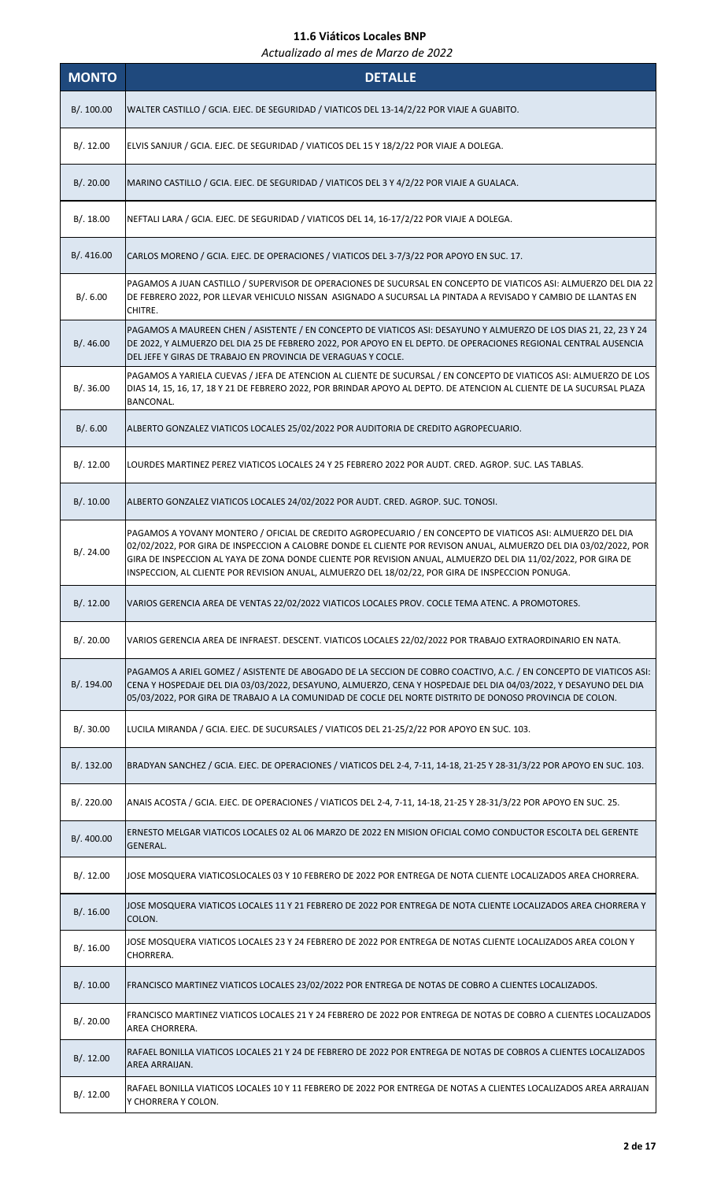## 11.6 Viáticos Locales BNP

*Actualizado al mes de Marzo de 2022*

| MONTO | DETALLE |
|---|---|
| B/. 100.00 | WALTER CASTILLO / GCIA. EJEC. DE SEGURIDAD / VIATICOS DEL 13-14/2/22 POR VIAJE A GUABITO. |
| B/. 12.00 | ELVIS SANJUR / GCIA. EJEC. DE SEGURIDAD / VIATICOS DEL 15 Y 18/2/22 POR VIAJE A DOLEGA. |
| B/. 20.00 | MARINO CASTILLO / GCIA. EJEC. DE SEGURIDAD / VIATICOS DEL 3 Y 4/2/22 POR VIAJE A GUALACA. |
| B/. 18.00 | NEFTALI LARA / GCIA. EJEC. DE SEGURIDAD / VIATICOS DEL 14, 16-17/2/22 POR VIAJE A DOLEGA. |
| B/. 416.00 | CARLOS MORENO / GCIA. EJEC. DE OPERACIONES / VIATICOS DEL 3-7/3/22 POR APOYO EN SUC. 17. |
| B/. 6.00 | PAGAMOS A JUAN CASTILLO / SUPERVISOR DE OPERACIONES DE SUCURSAL EN CONCEPTO DE VIATICOS ASI: ALMUERZO DEL DIA 22 DE FEBRERO 2022, POR LLEVAR VEHICULO NISSAN ASIGNADO A SUCURSAL LA PINTADA A REVISADO Y CAMBIO DE LLANTAS EN CHITRE. |
| B/. 46.00 | PAGAMOS A MAUREEN CHEN / ASISTENTE / EN CONCEPTO DE VIATICOS ASI: DESAYUNO Y ALMUERZO DE LOS DIAS 21, 22, 23 Y 24 DE 2022, Y ALMUERZO DEL DIA 25 DE FEBRERO 2022, POR APOYO EN EL DEPTO. DE OPERACIONES REGIONAL CENTRAL AUSENCIA DEL JEFE Y GIRAS DE TRABAJO EN PROVINCIA DE VERAGUAS Y COCLE. |
| B/. 36.00 | PAGAMOS A YARIELA CUEVAS / JEFA DE ATENCION AL CLIENTE DE SUCURSAL / EN CONCEPTO DE VIATICOS ASI: ALMUERZO DE LOS DIAS 14, 15, 16, 17, 18 Y 21 DE FEBRERO 2022, POR BRINDAR APOYO AL DEPTO. DE ATENCION AL CLIENTE DE LA SUCURSAL PLAZA BANCONAL. |
| B/. 6.00 | ALBERTO GONZALEZ VIATICOS LOCALES 25/02/2022 POR AUDITORIA DE CREDITO AGROPECUARIO. |
| B/. 12.00 | LOURDES MARTINEZ PEREZ VIATICOS LOCALES 24 Y 25 FEBRERO 2022 POR AUDT. CRED. AGROP. SUC. LAS TABLAS. |
| B/. 10.00 | ALBERTO GONZALEZ VIATICOS LOCALES 24/02/2022 POR AUDT. CRED. AGROP. SUC. TONOSI. |
| B/. 24.00 | PAGAMOS A YOVANY MONTERO / OFICIAL DE CREDITO AGROPECUARIO / EN CONCEPTO DE VIATICOS ASI: ALMUERZO DEL DIA 02/02/2022, POR GIRA DE INSPECCION A CALOBRE DONDE EL CLIENTE POR REVISON ANUAL, ALMUERZO DEL DIA 03/02/2022, POR GIRA DE INSPECCION AL YAYA DE ZONA DONDE CLIENTE POR REVISION ANUAL, ALMUERZO DEL DIA 11/02/2022, POR GIRA DE INSPECCION, AL CLIENTE POR REVISION ANUAL, ALMUERZO DEL 18/02/22, POR GIRA DE INSPECCION PONUGA. |
| B/. 12.00 | VARIOS GERENCIA AREA DE VENTAS 22/02/2022 VIATICOS LOCALES PROV. COCLE TEMA ATENC. A PROMOTORES. |
| B/. 20.00 | VARIOS GERENCIA AREA DE INFRAEST. DESCENT. VIATICOS LOCALES 22/02/2022 POR TRABAJO EXTRAORDINARIO EN NATA. |
| B/. 194.00 | PAGAMOS A ARIEL GOMEZ / ASISTENTE DE ABOGADO DE LA SECCION DE COBRO COACTIVO, A.C. / EN CONCEPTO DE VIATICOS ASI: CENA Y HOSPEDAJE DEL DIA 03/03/2022, DESAYUNO, ALMUERZO, CENA Y HOSPEDAJE DEL DIA 04/03/2022, Y DESAYUNO DEL DIA 05/03/2022, POR GIRA DE TRABAJO A LA COMUNIDAD DE COCLE DEL NORTE DISTRITO DE DONOSO PROVINCIA DE COLON. |
| B/. 30.00 | LUCILA MIRANDA / GCIA. EJEC. DE SUCURSALES / VIATICOS DEL 21-25/2/22 POR APOYO EN SUC. 103. |
| B/. 132.00 | BRADYAN SANCHEZ / GCIA. EJEC. DE OPERACIONES / VIATICOS DEL 2-4, 7-11, 14-18, 21-25 Y 28-31/3/22 POR APOYO EN SUC. 103. |
| B/. 220.00 | ANAIS ACOSTA / GCIA. EJEC. DE OPERACIONES / VIATICOS DEL 2-4, 7-11, 14-18, 21-25 Y 28-31/3/22 POR APOYO EN SUC. 25. |
| B/. 400.00 | ERNESTO MELGAR VIATICOS LOCALES 02 AL 06 MARZO DE 2022 EN MISION OFICIAL COMO CONDUCTOR ESCOLTA DEL GERENTE GENERAL. |
| B/. 12.00 | JOSE MOSQUERA VIATICOSLOCALES 03 Y 10 FEBRERO DE 2022 POR ENTREGA DE NOTA CLIENTE LOCALIZADOS AREA CHORRERA. |
| B/. 16.00 | JOSE MOSQUERA VIATICOS LOCALES 11 Y 21 FEBRERO DE 2022 POR ENTREGA DE NOTA CLIENTE LOCALIZADOS AREA CHORRERA Y COLON. |
| B/. 16.00 | JOSE MOSQUERA VIATICOS LOCALES 23 Y 24 FEBRERO DE 2022 POR ENTREGA DE NOTAS CLIENTE LOCALIZADOS AREA COLON Y CHORRERA. |
| B/. 10.00 | FRANCISCO MARTINEZ VIATICOS LOCALES 23/02/2022 POR ENTREGA DE NOTAS DE COBRO A CLIENTES LOCALIZADOS. |
| B/. 20.00 | FRANCISCO MARTINEZ VIATICOS LOCALES 21 Y 24 FEBRERO DE 2022 POR ENTREGA DE NOTAS DE COBRO A CLIENTES LOCALIZADOS AREA CHORRERA. |
| B/. 12.00 | RAFAEL BONILLA VIATICOS LOCALES 21 Y 24 DE FEBRERO DE 2022 POR ENTREGA DE NOTAS DE COBROS A CLIENTES LOCALIZADOS AREA ARRAIJAN. |
| B/. 12.00 | RAFAEL BONILLA VIATICOS LOCALES 10 Y 11 FEBRERO DE 2022 POR ENTREGA DE NOTAS A CLIENTES LOCALIZADOS AREA ARRAIJAN Y CHORRERA Y COLON. |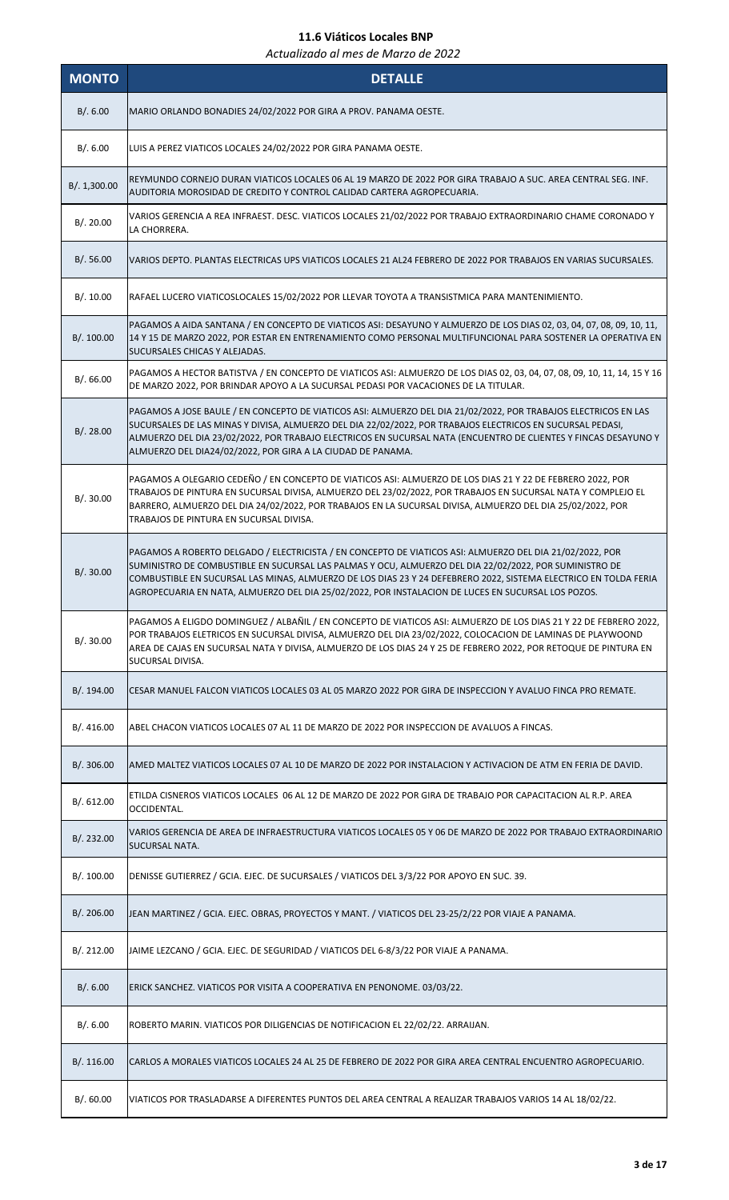# 11.6 Viáticos Locales BNP

*Actualizado al mes de Marzo de 2022*

| MONTO | DETALLE |
|---|---|
| B/. 6.00 | MARIO ORLANDO BONADIES 24/02/2022 POR GIRA A PROV. PANAMA OESTE. |
| B/. 6.00 | LUIS A PEREZ VIATICOS LOCALES 24/02/2022 POR GIRA PANAMA OESTE. |
| B/. 1,300.00 | REYMUNDO CORNEJO DURAN VIATICOS LOCALES 06 AL 19 MARZO DE 2022 POR GIRA TRABAJO A SUC. AREA CENTRAL SEG. INF. AUDITORIA MOROSIDAD DE CREDITO Y CONTROL CALIDAD CARTERA AGROPECUARIA. |
| B/. 20.00 | VARIOS GERENCIA A REA INFRAEST. DESC. VIATICOS LOCALES 21/02/2022 POR TRABAJO EXTRAORDINARIO CHAME CORONADO Y LA CHORRERA. |
| B/. 56.00 | VARIOS DEPTO. PLANTAS ELECTRICAS UPS VIATICOS LOCALES 21 AL24 FEBRERO DE 2022 POR TRABAJOS EN VARIAS SUCURSALES. |
| B/. 10.00 | RAFAEL LUCERO VIATICOSLOCALES 15/02/2022 POR LLEVAR TOYOTA A TRANSISTMICA PARA MANTENIMIENTO. |
| B/. 100.00 | PAGAMOS A AIDA SANTANA / EN CONCEPTO DE VIATICOS ASI: DESAYUNO Y ALMUERZO DE LOS DIAS 02, 03, 04, 07, 08, 09, 10, 11, 14 Y 15 DE MARZO 2022, POR ESTAR EN ENTRENAMIENTO COMO PERSONAL MULTIFUNCIONAL PARA SOSTENER LA OPERATIVA EN SUCURSALES CHICAS Y ALEJADAS. |
| B/. 66.00 | PAGAMOS A HECTOR BATISTVA / EN CONCEPTO DE VIATICOS ASI: ALMUERZO DE LOS DIAS 02, 03, 04, 07, 08, 09, 10, 11, 14, 15 Y 16 DE MARZO 2022, POR BRINDAR APOYO A LA SUCURSAL PEDASI POR VACACIONES DE LA TITULAR. |
| B/. 28.00 | PAGAMOS A JOSE BAULE / EN CONCEPTO DE VIATICOS ASI: ALMUERZO DEL DIA 21/02/2022, POR TRABAJOS ELECTRICOS EN LAS SUCURSALES DE LAS MINAS Y DIVISA, ALMUERZO DEL DIA 22/02/2022, POR TRABAJOS ELECTRICOS EN SUCURSAL PEDASI, ALMUERZO DEL DIA 23/02/2022, POR TRABAJO ELECTRICOS EN SUCURSAL NATA (ENCUENTRO DE CLIENTES Y FINCAS DESAYUNO Y ALMUERZO DEL DIA24/02/2022, POR GIRA A LA CIUDAD DE PANAMA. |
| B/. 30.00 | PAGAMOS A OLEGARIO CEDEÑO / EN CONCEPTO DE VIATICOS ASI: ALMUERZO DE LOS DIAS 21 Y 22 DE FEBRERO 2022, POR TRABAJOS DE PINTURA EN SUCURSAL DIVISA, ALMUERZO DEL 23/02/2022, POR TRABAJOS EN SUCURSAL NATA Y COMPLEJO EL BARRERO, ALMUERZO DEL DIA 24/02/2022, POR TRABAJOS EN LA SUCURSAL DIVISA, ALMUERZO DEL DIA 25/02/2022, POR TRABAJOS DE PINTURA EN SUCURSAL DIVISA. |
| B/. 30.00 | PAGAMOS A ROBERTO DELGADO / ELECTRICISTA / EN CONCEPTO DE VIATICOS ASI: ALMUERZO DEL DIA 21/02/2022, POR SUMINISTRO DE COMBUSTIBLE EN SUCURSAL LAS PALMAS Y OCU, ALMUERZO DEL DIA 22/02/2022, POR SUMINISTRO DE COMBUSTIBLE EN SUCURSAL LAS MINAS, ALMUERZO DE LOS DIAS 23 Y 24 DEFEBRERO 2022, SISTEMA ELECTRICO EN TOLDA FERIA AGROPECUARIA EN NATA, ALMUERZO DEL DIA 25/02/2022, POR INSTALACION DE LUCES EN SUCURSAL LOS POZOS. |
| B/. 30.00 | PAGAMOS A ELIGDO DOMINGUEZ / ALBAÑIL / EN CONCEPTO DE VIATICOS ASI: ALMUERZO DE LOS DIAS 21 Y 22 DE FEBRERO 2022, POR TRABAJOS ELETRICOS EN SUCURSAL DIVISA, ALMUERZO DEL DIA 23/02/2022, COLOCACION DE LAMINAS DE PLAYWOOND AREA DE CAJAS EN SUCURSAL NATA Y DIVISA, ALMUERZO DE LOS DIAS 24 Y 25 DE FEBRERO 2022, POR RETOQUE DE PINTURA EN SUCURSAL DIVISA. |
| B/. 194.00 | CESAR MANUEL FALCON VIATICOS LOCALES 03 AL 05 MARZO 2022 POR GIRA DE INSPECCION Y AVALUO FINCA PRO REMATE. |
| B/. 416.00 | ABEL CHACON VIATICOS LOCALES 07 AL 11 DE MARZO DE 2022 POR INSPECCION DE AVALUOS A FINCAS. |
| B/. 306.00 | AMED MALTEZ VIATICOS LOCALES 07 AL 10 DE MARZO DE 2022 POR INSTALACION Y ACTIVACION DE ATM EN FERIA DE DAVID. |
| B/. 612.00 | ETILDA CISNEROS VIATICOS LOCALES 06 AL 12 DE MARZO DE 2022 POR GIRA DE TRABAJO POR CAPACITACION AL R.P. AREA OCCIDENTAL. |
| B/. 232.00 | VARIOS GERENCIA DE AREA DE INFRAESTRUCTURA VIATICOS LOCALES 05 Y 06 DE MARZO DE 2022 POR TRABAJO EXTRAORDINARIO SUCURSAL NATA. |
| B/. 100.00 | DENISSE GUTIERREZ / GCIA. EJEC. DE SUCURSALES / VIATICOS DEL 3/3/22 POR APOYO EN SUC. 39. |
| B/. 206.00 | JEAN MARTINEZ / GCIA. EJEC. OBRAS, PROYECTOS Y MANT. / VIATICOS DEL 23-25/2/22 POR VIAJE A PANAMA. |
| B/. 212.00 | JAIME LEZCANO / GCIA. EJEC. DE SEGURIDAD / VIATICOS DEL 6-8/3/22 POR VIAJE A PANAMA. |
| B/. 6.00 | ERICK SANCHEZ. VIATICOS POR VISITA A COOPERATIVA EN PENONOME. 03/03/22. |
| B/. 6.00 | ROBERTO MARIN. VIATICOS POR DILIGENCIAS DE NOTIFICACION EL 22/02/22. ARRAIJAN. |
| B/. 116.00 | CARLOS A MORALES VIATICOS LOCALES 24 AL 25 DE FEBRERO DE 2022 POR GIRA AREA CENTRAL ENCUENTRO AGROPECUARIO. |
| B/. 60.00 | VIATICOS POR TRASLADARSE A DIFERENTES PUNTOS DEL AREA CENTRAL A REALIZAR TRABAJOS VARIOS 14 AL 18/02/22. |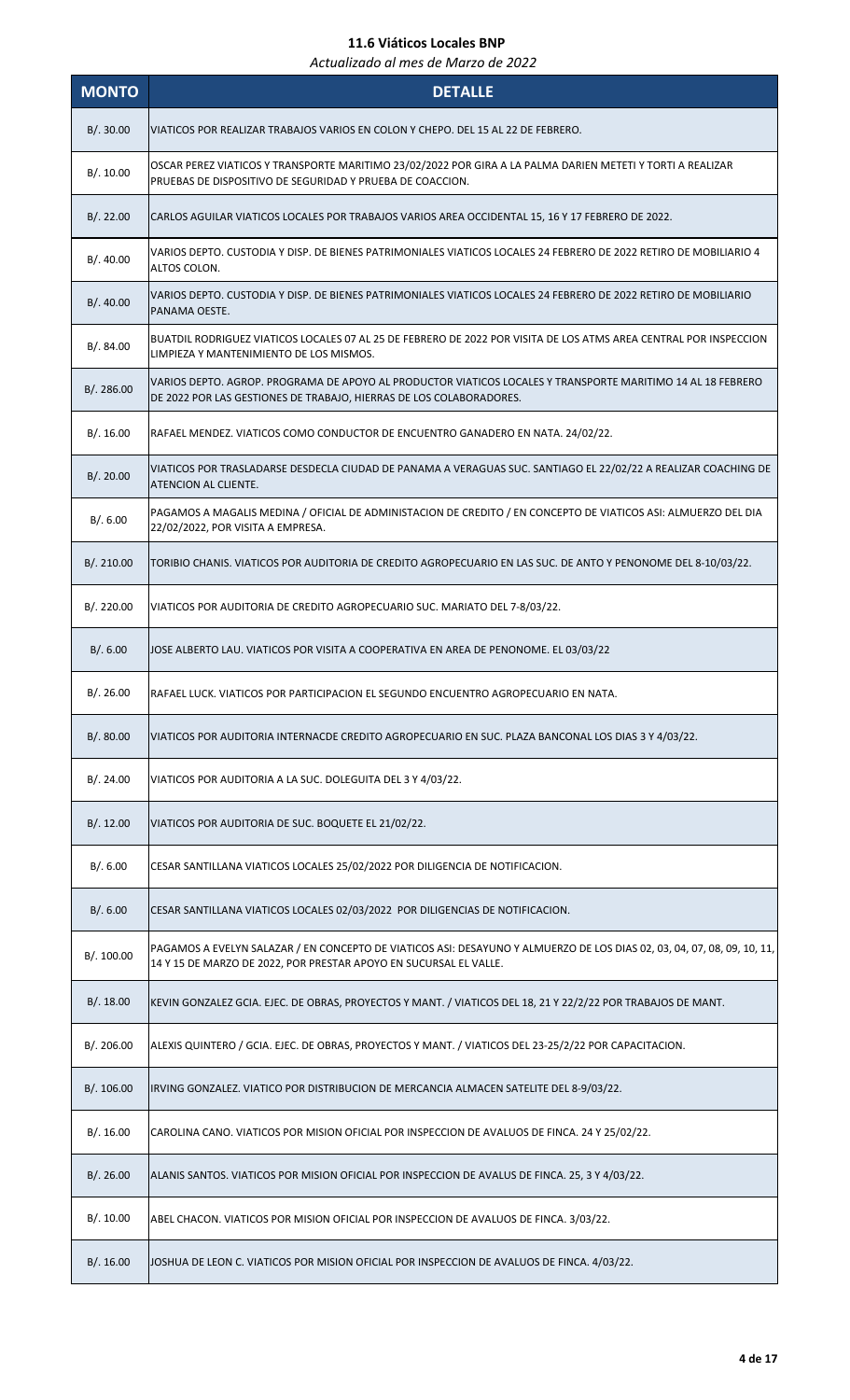# 11.6 Viáticos Locales BNP

*Actualizado al mes de Marzo de 2022*

| MONTO | DETALLE |
|---|---|
| B/. 30.00 | VIATICOS POR REALIZAR TRABAJOS VARIOS EN COLON Y CHEPO. DEL 15 AL 22 DE FEBRERO. |
| B/. 10.00 | OSCAR PEREZ VIATICOS Y TRANSPORTE MARITIMO 23/02/2022 POR GIRA A LA PALMA DARIEN METETI Y TORTI A REALIZAR PRUEBAS DE DISPOSITIVO DE SEGURIDAD Y PRUEBA DE COACCION. |
| B/. 22.00 | CARLOS AGUILAR VIATICOS LOCALES POR TRABAJOS VARIOS AREA OCCIDENTAL 15, 16 Y 17 FEBRERO DE 2022. |
| B/. 40.00 | VARIOS DEPTO. CUSTODIA Y DISP. DE BIENES PATRIMONIALES VIATICOS LOCALES 24 FEBRERO DE 2022 RETIRO DE MOBILIARIO 4 ALTOS COLON. |
| B/. 40.00 | VARIOS DEPTO. CUSTODIA Y DISP. DE BIENES PATRIMONIALES VIATICOS LOCALES 24 FEBRERO DE 2022 RETIRO DE MOBILIARIO PANAMA OESTE. |
| B/. 84.00 | BUATDIL RODRIGUEZ VIATICOS LOCALES 07 AL 25 DE FEBRERO DE 2022 POR VISITA DE LOS ATMS AREA CENTRAL POR INSPECCION LIMPIEZA Y MANTENIMIENTO DE LOS MISMOS. |
| B/. 286.00 | VARIOS DEPTO. AGROP. PROGRAMA DE APOYO AL PRODUCTOR VIATICOS LOCALES Y TRANSPORTE MARITIMO 14 AL 18 FEBRERO DE 2022 POR LAS GESTIONES DE TRABAJO, HIERRAS DE LOS COLABORADORES. |
| B/. 16.00 | RAFAEL MENDEZ. VIATICOS COMO CONDUCTOR DE ENCUENTRO GANADERO EN NATA. 24/02/22. |
| B/. 20.00 | VIATICOS POR TRASLADARSE DESDECLA CIUDAD DE PANAMA A VERAGUAS SUC. SANTIAGO EL 22/02/22 A REALIZAR COACHING DE ATENCION AL CLIENTE. |
| B/. 6.00 | PAGAMOS A MAGALIS MEDINA / OFICIAL DE ADMINISTACION DE CREDITO / EN CONCEPTO DE VIATICOS ASI: ALMUERZO DEL DIA 22/02/2022, POR VISITA A EMPRESA. |
| B/. 210.00 | TORIBIO CHANIS. VIATICOS POR AUDITORIA DE CREDITO AGROPECUARIO EN LAS SUC. DE ANTO Y PENONOME DEL 8-10/03/22. |
| B/. 220.00 | VIATICOS POR AUDITORIA DE CREDITO AGROPECUARIO SUC. MARIATO DEL 7-8/03/22. |
| B/. 6.00 | JOSE ALBERTO LAU. VIATICOS POR VISITA A COOPERATIVA EN AREA DE PENONOME. EL 03/03/22 |
| B/. 26.00 | RAFAEL LUCK. VIATICOS POR PARTICIPACION EL SEGUNDO ENCUENTRO AGROPECUARIO EN NATA. |
| B/. 80.00 | VIATICOS POR AUDITORIA INTERNACDE CREDITO AGROPECUARIO EN SUC. PLAZA BANCONAL LOS DIAS 3 Y 4/03/22. |
| B/. 24.00 | VIATICOS POR AUDITORIA A LA SUC. DOLEGUITA DEL 3 Y 4/03/22. |
| B/. 12.00 | VIATICOS POR AUDITORIA DE SUC. BOQUETE EL 21/02/22. |
| B/. 6.00 | CESAR SANTILLANA VIATICOS LOCALES 25/02/2022 POR DILIGENCIA DE NOTIFICACION. |
| B/. 6.00 | CESAR SANTILLANA VIATICOS LOCALES 02/03/2022 POR DILIGENCIAS DE NOTIFICACION. |
| B/. 100.00 | PAGAMOS A EVELYN SALAZAR / EN CONCEPTO DE VIATICOS ASI: DESAYUNO Y ALMUERZO DE LOS DIAS 02, 03, 04, 07, 08, 09, 10, 11, 14 Y 15 DE MARZO DE 2022, POR PRESTAR APOYO EN SUCURSAL EL VALLE. |
| B/. 18.00 | KEVIN GONZALEZ GCIA. EJEC. DE OBRAS, PROYECTOS Y MANT. / VIATICOS DEL 18, 21 Y 22/2/22 POR TRABAJOS DE MANT. |
| B/. 206.00 | ALEXIS QUINTERO / GCIA. EJEC. DE OBRAS, PROYECTOS Y MANT. / VIATICOS DEL 23-25/2/22 POR CAPACITACION. |
| B/. 106.00 | IRVING GONZALEZ. VIATICO POR DISTRIBUCION DE MERCANCIA ALMACEN SATELITE DEL 8-9/03/22. |
| B/. 16.00 | CAROLINA CANO. VIATICOS POR MISION OFICIAL POR INSPECCION DE AVALUOS DE FINCA. 24 Y 25/02/22. |
| B/. 26.00 | ALANIS SANTOS. VIATICOS POR MISION OFICIAL POR INSPECCION DE AVALUS DE FINCA. 25, 3 Y 4/03/22. |
| B/. 10.00 | ABEL CHACON. VIATICOS POR MISION OFICIAL POR INSPECCION DE AVALUOS DE FINCA. 3/03/22. |
| B/. 16.00 | JOSHUA DE LEON C. VIATICOS POR MISION OFICIAL POR INSPECCION DE AVALUOS DE FINCA. 4/03/22. |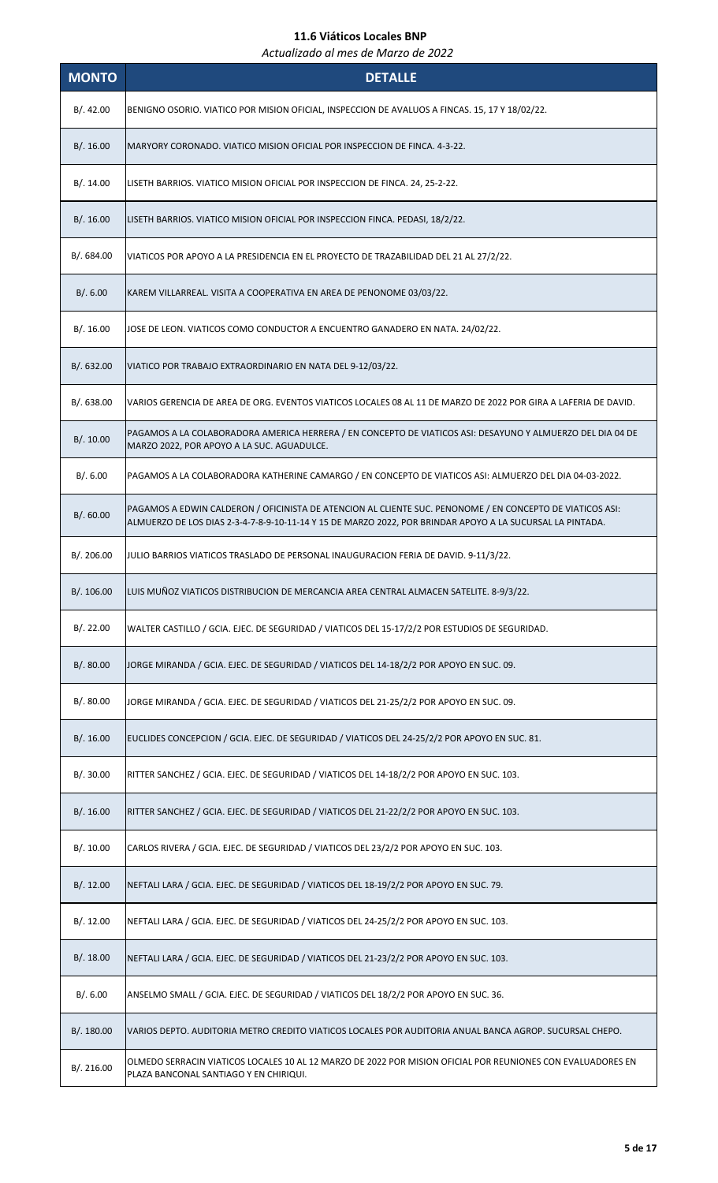# 11.6 Viáticos Locales BNP

*Actualizado al mes de Marzo de 2022*

| MONTO | DETALLE |
|---|---|
| B/. 42.00 | BENIGNO OSORIO. VIATICO POR MISION OFICIAL, INSPECCION DE AVALUOS A FINCAS. 15, 17 Y 18/02/22. |
| B/. 16.00 | MARYORY CORONADO. VIATICO MISION OFICIAL POR INSPECCION DE FINCA. 4-3-22. |
| B/. 14.00 | LISETH BARRIOS. VIATICO MISION OFICIAL POR INSPECCION DE FINCA. 24, 25-2-22. |
| B/. 16.00 | LISETH BARRIOS. VIATICO MISION OFICIAL POR INSPECCION FINCA. PEDASI, 18/2/22. |
| B/. 684.00 | VIATICOS POR APOYO A LA PRESIDENCIA EN EL PROYECTO DE TRAZABILIDAD DEL 21 AL 27/2/22. |
| B/. 6.00 | KAREM VILLARREAL. VISITA A COOPERATIVA EN AREA DE PENONOME 03/03/22. |
| B/. 16.00 | JOSE DE LEON. VIATICOS COMO CONDUCTOR A ENCUENTRO GANADERO EN NATA. 24/02/22. |
| B/. 632.00 | VIATICO POR TRABAJO EXTRAORDINARIO EN NATA DEL 9-12/03/22. |
| B/. 638.00 | VARIOS GERENCIA DE AREA DE ORG. EVENTOS VIATICOS LOCALES 08 AL 11 DE MARZO DE 2022 POR GIRA A LAFERIA DE DAVID. |
| B/. 10.00 | PAGAMOS A LA COLABORADORA AMERICA HERRERA / EN CONCEPTO DE VIATICOS ASI: DESAYUNO Y ALMUERZO DEL DIA 04 DE MARZO 2022, POR APOYO A LA SUC. AGUADULCE. |
| B/. 6.00 | PAGAMOS A LA COLABORADORA KATHERINE CAMARGO / EN CONCEPTO DE VIATICOS ASI: ALMUERZO DEL DIA 04-03-2022. |
| B/. 60.00 | PAGAMOS A EDWIN CALDERON / OFICINISTA DE ATENCION AL CLIENTE SUC. PENONOME / EN CONCEPTO DE VIATICOS ASI: ALMUERZO DE LOS DIAS 2-3-4-7-8-9-10-11-14 Y 15 DE MARZO 2022, POR BRINDAR APOYO A LA SUCURSAL LA PINTADA. |
| B/. 206.00 | JULIO BARRIOS VIATICOS TRASLADO DE PERSONAL INAUGURACION FERIA DE DAVID. 9-11/3/22. |
| B/. 106.00 | LUIS MUÑOZ VIATICOS DISTRIBUCION DE MERCANCIA AREA CENTRAL ALMACEN SATELITE. 8-9/3/22. |
| B/. 22.00 | WALTER CASTILLO / GCIA. EJEC. DE SEGURIDAD / VIATICOS DEL 15-17/2/2 POR ESTUDIOS DE SEGURIDAD. |
| B/. 80.00 | JORGE MIRANDA / GCIA. EJEC. DE SEGURIDAD / VIATICOS DEL 14-18/2/2 POR APOYO EN SUC. 09. |
| B/. 80.00 | JORGE MIRANDA / GCIA. EJEC. DE SEGURIDAD / VIATICOS DEL 21-25/2/2 POR APOYO EN SUC. 09. |
| B/. 16.00 | EUCLIDES CONCEPCION / GCIA. EJEC. DE SEGURIDAD / VIATICOS DEL 24-25/2/2 POR APOYO EN SUC. 81. |
| B/. 30.00 | RITTER SANCHEZ / GCIA. EJEC. DE SEGURIDAD / VIATICOS DEL 14-18/2/2 POR APOYO EN SUC. 103. |
| B/. 16.00 | RITTER SANCHEZ / GCIA. EJEC. DE SEGURIDAD / VIATICOS DEL 21-22/2/2 POR APOYO EN SUC. 103. |
| B/. 10.00 | CARLOS RIVERA / GCIA. EJEC. DE SEGURIDAD / VIATICOS DEL 23/2/2 POR APOYO EN SUC. 103. |
| B/. 12.00 | NEFTALI LARA / GCIA. EJEC. DE SEGURIDAD / VIATICOS DEL 18-19/2/2 POR APOYO EN SUC. 79. |
| B/. 12.00 | NEFTALI LARA / GCIA. EJEC. DE SEGURIDAD / VIATICOS DEL 24-25/2/2 POR APOYO EN SUC. 103. |
| B/. 18.00 | NEFTALI LARA / GCIA. EJEC. DE SEGURIDAD / VIATICOS DEL 21-23/2/2 POR APOYO EN SUC. 103. |
| B/. 6.00 | ANSELMO SMALL / GCIA. EJEC. DE SEGURIDAD / VIATICOS DEL 18/2/2 POR APOYO EN SUC. 36. |
| B/. 180.00 | VARIOS DEPTO. AUDITORIA METRO CREDITO VIATICOS LOCALES POR AUDITORIA ANUAL BANCA AGROP. SUCURSAL CHEPO. |
| B/. 216.00 | OLMEDO SERRACIN VIATICOS LOCALES 10 AL 12 MARZO DE 2022 POR MISION OFICIAL POR REUNIONES CON EVALUADORES EN PLAZA BANCONAL SANTIAGO Y EN CHIRIQUI. |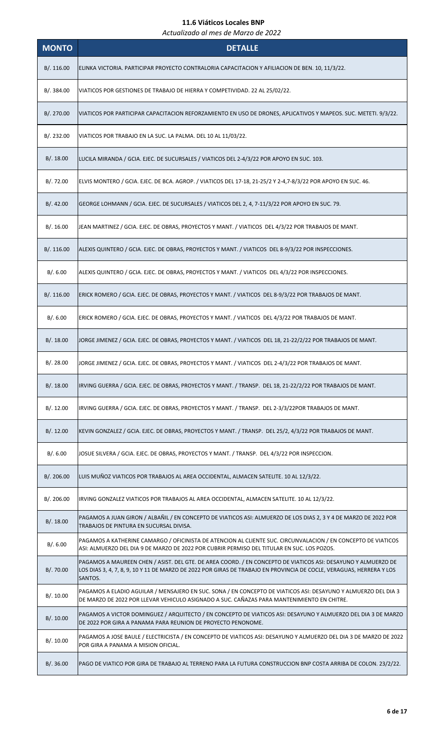# 11.6 Viáticos Locales BNP

*Actualizado al mes de Marzo de 2022*

| MONTO | DETALLE |
|---|---|
| B/. 116.00 | ELINKA VICTORIA. PARTICIPAR PROYECTO CONTRALORIA CAPACITACION Y AFILIACION DE BEN. 10, 11/3/22. |
| B/. 384.00 | VIATICOS POR GESTIONES DE TRABAJO DE HIERRA Y COMPETIVIDAD. 22 AL 25/02/22. |
| B/. 270.00 | VIATICOS POR PARTICIPAR CAPACITACION REFORZAMIENTO EN USO DE DRONES, APLICATIVOS Y MAPEOS. SUC. METETI. 9/3/22. |
| B/. 232.00 | VIATICOS POR TRABAJO EN LA SUC. LA PALMA. DEL 10 AL 11/03/22. |
| B/. 18.00 | LUCILA MIRANDA / GCIA. EJEC. DE SUCURSALES / VIATICOS DEL 2-4/3/22 POR APOYO EN SUC. 103. |
| B/. 72.00 | ELVIS MONTERO / GCIA. EJEC. DE BCA. AGROP. / VIATICOS DEL 17-18, 21-25/2 Y 2-4,7-8/3/22 POR APOYO EN SUC. 46. |
| B/. 42.00 | GEORGE LOHMANN / GCIA. EJEC. DE SUCURSALES / VIATICOS DEL 2, 4, 7-11/3/22 POR APOYO EN SUC. 79. |
| B/. 16.00 | JEAN MARTINEZ / GCIA. EJEC. DE OBRAS, PROYECTOS Y MANT. / VIATICOS DEL 4/3/22 POR TRABAJOS DE MANT. |
| B/. 116.00 | ALEXIS QUINTERO / GCIA. EJEC. DE OBRAS, PROYECTOS Y MANT. / VIATICOS DEL 8-9/3/22 POR INSPECCIONES. |
| B/. 6.00 | ALEXIS QUINTERO / GCIA. EJEC. DE OBRAS, PROYECTOS Y MANT. / VIATICOS DEL 4/3/22 POR INSPECCIONES. |
| B/. 116.00 | ERICK ROMERO / GCIA. EJEC. DE OBRAS, PROYECTOS Y MANT. / VIATICOS DEL 8-9/3/22 POR TRABAJOS DE MANT. |
| B/. 6.00 | ERICK ROMERO / GCIA. EJEC. DE OBRAS, PROYECTOS Y MANT. / VIATICOS DEL 4/3/22 POR TRABAJOS DE MANT. |
| B/. 18.00 | JORGE JIMENEZ / GCIA. EJEC. DE OBRAS, PROYECTOS Y MANT. / VIATICOS DEL 18, 21-22/2/22 POR TRABAJOS DE MANT. |
| B/. 28.00 | JORGE JIMENEZ / GCIA. EJEC. DE OBRAS, PROYECTOS Y MANT. / VIATICOS DEL 2-4/3/22 POR TRABAJOS DE MANT. |
| B/. 18.00 | IRVING GUERRA / GCIA. EJEC. DE OBRAS, PROYECTOS Y MANT. / TRANSP. DEL 18, 21-22/2/22 POR TRABAJOS DE MANT. |
| B/. 12.00 | IRVING GUERRA / GCIA. EJEC. DE OBRAS, PROYECTOS Y MANT. / TRANSP. DEL 2-3/3/22POR TRABAJOS DE MANT. |
| B/. 12.00 | KEVIN GONZALEZ / GCIA. EJEC. DE OBRAS, PROYECTOS Y MANT. / TRANSP. DEL 25/2, 4/3/22 POR TRABAJOS DE MANT. |
| B/. 6.00 | JOSUE SILVERA / GCIA. EJEC. DE OBRAS, PROYECTOS Y MANT. / TRANSP. DEL 4/3/22 POR INSPECCION. |
| B/. 206.00 | LUIS MUÑOZ VIATICOS POR TRABAJOS AL AREA OCCIDENTAL, ALMACEN SATELITE. 10 AL 12/3/22. |
| B/. 206.00 | IRVING GONZALEZ VIATICOS POR TRABAJOS AL AREA OCCIDENTAL, ALMACEN SATELITE. 10 AL 12/3/22. |
| B/. 18.00 | PAGAMOS A JUAN GIRON / ALBAÑIL / EN CONCEPTO DE VIATICOS ASI: ALMUERZO DE LOS DIAS 2, 3 Y 4 DE MARZO DE 2022 POR TRABAJOS DE PINTURA EN SUCURSAL DIVISA. |
| B/. 6.00 | PAGAMOS A KATHERINE CAMARGO / OFICINISTA DE ATENCION AL CLIENTE SUC. CIRCUNVALACION / EN CONCEPTO DE VIATICOS ASI: ALMUERZO DEL DIA 9 DE MARZO DE 2022 POR CUBRIR PERMISO DEL TITULAR EN SUC. LOS POZOS. |
| B/. 70.00 | PAGAMOS A MAUREEN CHEN / ASIST. DEL GTE. DE AREA COORD. / EN CONCEPTO DE VIATICOS ASI: DESAYUNO Y ALMUERZO DE LOS DIAS 3, 4, 7, 8, 9, 10 Y 11 DE MARZO DE 2022 POR GIRAS DE TRABAJO EN PROVINCIA DE COCLE, VERAGUAS, HERRERA Y LOS SANTOS. |
| B/. 10.00 | PAGAMOS A ELADIO AGUILAR / MENSAJERO EN SUC. SONA / EN CONCEPTO DE VIATICOS ASI: DESAYUNO Y ALMUERZO DEL DIA 3 DE MARZO DE 2022 POR LLEVAR VEHICULO ASIGNADO A SUC. CAÑAZAS PARA MANTENIMIENTO EN CHITRE. |
| B/. 10.00 | PAGAMOS A VICTOR DOMINGUEZ / ARQUITECTO / EN CONCEPTO DE VIATICOS ASI: DESAYUNO Y ALMUERZO DEL DIA 3 DE MARZO DE 2022 POR GIRA A PANAMA PARA REUNION DE PROYECTO PENONOME. |
| B/. 10.00 | PAGAMOS A JOSE BAULE / ELECTRICISTA / EN CONCEPTO DE VIATICOS ASI: DESAYUNO Y ALMUERZO DEL DIA 3 DE MARZO DE 2022 POR GIRA A PANAMA A MISION OFICIAL. |
| B/. 36.00 | PAGO DE VIATICO POR GIRA DE TRABAJO AL TERRENO PARA LA FUTURA CONSTRUCCION BNP COSTA ARRIBA DE COLON. 23/2/22. |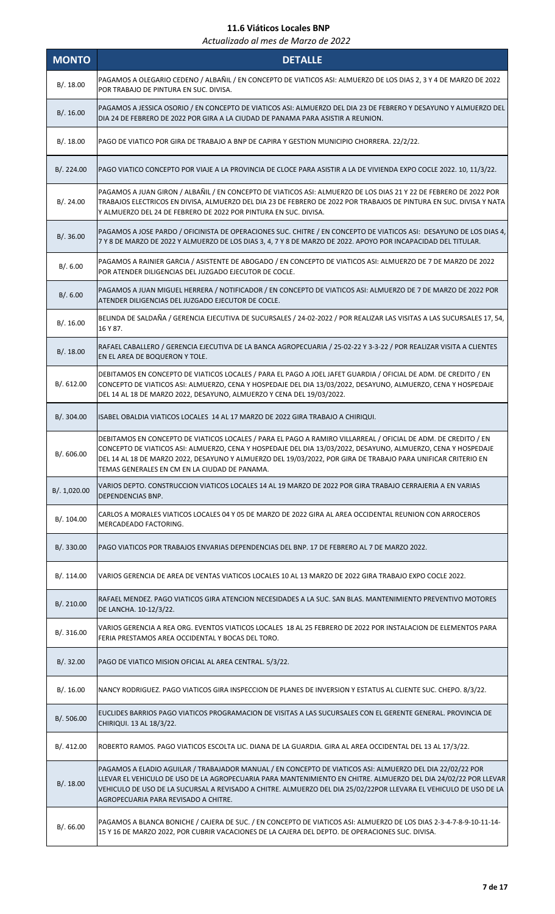## 11.6 Viáticos Locales BNP

*Actualizado al mes de Marzo de 2022*

| MONTO | DETALLE |
|---|---|
| B/. 18.00 | PAGAMOS A OLEGARIO CEDENO / ALBAÑIL / EN CONCEPTO DE VIATICOS ASI: ALMUERZO DE LOS DIAS 2, 3 Y 4 DE MARZO DE 2022 POR TRABAJO DE PINTURA EN SUC. DIVISA. |
| B/. 16.00 | PAGAMOS A JESSICA OSORIO / EN CONCEPTO DE VIATICOS ASI: ALMUERZO DEL DIA 23 DE FEBRERO Y DESAYUNO Y ALMUERZO DEL DIA 24 DE FEBRERO DE 2022 POR GIRA A LA CIUDAD DE PANAMA PARA ASISTIR A REUNION. |
| B/. 18.00 | PAGO DE VIATICO POR GIRA DE TRABAJO A BNP DE CAPIRA Y GESTION MUNICIPIO CHORRERA. 22/2/22. |
| B/. 224.00 | PAGO VIATICO CONCEPTO POR VIAJE A LA PROVINCIA DE CLOCE PARA ASISTIR A LA DE VIVIENDA EXPO COCLE 2022. 10, 11/3/22. |
| B/. 24.00 | PAGAMOS A JUAN GIRON / ALBAÑIL / EN CONCEPTO DE VIATICOS ASI: ALMUERZO DE LOS DIAS 21 Y 22 DE FEBRERO DE 2022 POR TRABAJOS ELECTRICOS EN DIVISA, ALMUERZO DEL DIA 23 DE FEBRERO DE 2022 POR TRABAJOS DE PINTURA EN SUC. DIVISA Y NATA Y ALMUERZO DEL 24 DE FEBRERO DE 2022 POR PINTURA EN SUC. DIVISA. |
| B/. 36.00 | PAGAMOS A JOSE PARDO / OFICINISTA DE OPERACIONES SUC. CHITRE / EN CONCEPTO DE VIATICOS ASI: DESAYUNO DE LOS DIAS 4, 7 Y 8 DE MARZO DE 2022 Y ALMUERZO DE LOS DIAS 3, 4, 7 Y 8 DE MARZO DE 2022. APOYO POR INCAPACIDAD DEL TITULAR. |
| B/. 6.00 | PAGAMOS A RAINIER GARCIA / ASISTENTE DE ABOGADO / EN CONCEPTO DE VIATICOS ASI: ALMUERZO DE 7 DE MARZO DE 2022 POR ATENDER DILIGENCIAS DEL JUZGADO EJECUTOR DE COCLE. |
| B/. 6.00 | PAGAMOS A JUAN MIGUEL HERRERA / NOTIFICADOR / EN CONCEPTO DE VIATICOS ASI: ALMUERZO DE 7 DE MARZO DE 2022 POR ATENDER DILIGENCIAS DEL JUZGADO EJECUTOR DE COCLE. |
| B/. 16.00 | BELINDA DE SALDAÑA / GERENCIA EJECUTIVA DE SUCURSALES / 24-02-2022 / POR REALIZAR LAS VISITAS A LAS SUCURSALES 17, 54, 16 Y 87. |
| B/. 18.00 | RAFAEL CABALLERO / GERENCIA EJECUTIVA DE LA BANCA AGROPECUARIA / 25-02-22 Y 3-3-22 / POR REALIZAR VISITA A CLIENTES EN EL AREA DE BOQUERON Y TOLE. |
| B/. 612.00 | DEBITAMOS EN CONCEPTO DE VIATICOS LOCALES / PARA EL PAGO A JOEL JAFET GUARDIA / OFICIAL DE ADM. DE CREDITO / EN CONCEPTO DE VIATICOS ASI: ALMUERZO, CENA Y HOSPEDAJE DEL DIA 13/03/2022, DESAYUNO, ALMUERZO, CENA Y HOSPEDAJE DEL 14 AL 18 DE MARZO 2022, DESAYUNO, ALMUERZO Y CENA DEL 19/03/2022. |
| B/. 304.00 | ISABEL OBALDIA VIATICOS LOCALES 14 AL 17 MARZO DE 2022 GIRA TRABAJO A CHIRIQUI. |
| B/. 606.00 | DEBITAMOS EN CONCEPTO DE VIATICOS LOCALES / PARA EL PAGO A RAMIRO VILLARREAL / OFICIAL DE ADM. DE CREDITO / EN CONCEPTO DE VIATICOS ASI: ALMUERZO, CENA Y HOSPEDAJE DEL DIA 13/03/2022, DESAYUNO, ALMUERZO, CENA Y HOSPEDAJE DEL 14 AL 18 DE MARZO 2022, DESAYUNO Y ALMUERZO DEL 19/03/2022, POR GIRA DE TRABAJO PARA UNIFICAR CRITERIO EN TEMAS GENERALES EN CM EN LA CIUDAD DE PANAMA. |
| B/. 1,020.00 | VARIOS DEPTO. CONSTRUCCION VIATICOS LOCALES 14 AL 19 MARZO DE 2022 POR GIRA TRABAJO CERRAJERIA A EN VARIAS DEPENDENCIAS BNP. |
| B/. 104.00 | CARLOS A MORALES VIATICOS LOCALES 04 Y 05 DE MARZO DE 2022 GIRA AL AREA OCCIDENTAL REUNION CON ARROCEROS MERCADEADO FACTORING. |
| B/. 330.00 | PAGO VIATICOS POR TRABAJOS ENVARIAS DEPENDENCIAS DEL BNP. 17 DE FEBRERO AL 7 DE MARZO 2022. |
| B/. 114.00 | VARIOS GERENCIA DE AREA DE VENTAS VIATICOS LOCALES 10 AL 13 MARZO DE 2022 GIRA TRABAJO EXPO COCLE 2022. |
| B/. 210.00 | RAFAEL MENDEZ. PAGO VIATICOS GIRA ATENCION NECESIDADES A LA SUC. SAN BLAS. MANTENIMIENTO PREVENTIVO MOTORES DE LANCHA. 10-12/3/22. |
| B/. 316.00 | VARIOS GERENCIA A REA ORG. EVENTOS VIATICOS LOCALES 18 AL 25 FEBRERO DE 2022 POR INSTALACION DE ELEMENTOS PARA FERIA PRESTAMOS AREA OCCIDENTAL Y BOCAS DEL TORO. |
| B/. 32.00 | PAGO DE VIATICO MISION OFICIAL AL AREA CENTRAL. 5/3/22. |
| B/. 16.00 | NANCY RODRIGUEZ. PAGO VIATICOS GIRA INSPECCION DE PLANES DE INVERSION Y ESTATUS AL CLIENTE SUC. CHEPO. 8/3/22. |
| B/. 506.00 | EUCLIDES BARRIOS PAGO VIATICOS PROGRAMACION DE VISITAS A LAS SUCURSALES CON EL GERENTE GENERAL. PROVINCIA DE CHIRIQUI. 13 AL 18/3/22. |
| B/. 412.00 | ROBERTO RAMOS. PAGO VIATICOS ESCOLTA LIC. DIANA DE LA GUARDIA. GIRA AL AREA OCCIDENTAL DEL 13 AL 17/3/22. |
| B/. 18.00 | PAGAMOS A ELADIO AGUILAR / TRABAJADOR MANUAL / EN CONCEPTO DE VIATICOS ASI: ALMUERZO DEL DIA 22/02/22 POR LLEVAR EL VEHICULO DE USO DE LA AGROPECUARIA PARA MANTENIMIENTO EN CHITRE. ALMUERZO DEL DIA 24/02/22 POR LLEVAR VEHICULO DE USO DE LA SUCURSAL A REVISADO A CHITRE. ALMUERZO DEL DIA 25/02/22POR LLEVARA EL VEHICULO DE USO DE LA AGROPECUARIA PARA REVISADO A CHITRE. |
| B/. 66.00 | PAGAMOS A BLANCA BONICHE / CAJERA DE SUC. / EN CONCEPTO DE VIATICOS ASI: ALMUERZO DE LOS DIAS 2-3-4-7-8-9-10-11-14-15 Y 16 DE MARZO 2022, POR CUBRIR VACACIONES DE LA CAJERA DEL DEPTO. DE OPERACIONES SUC. DIVISA. |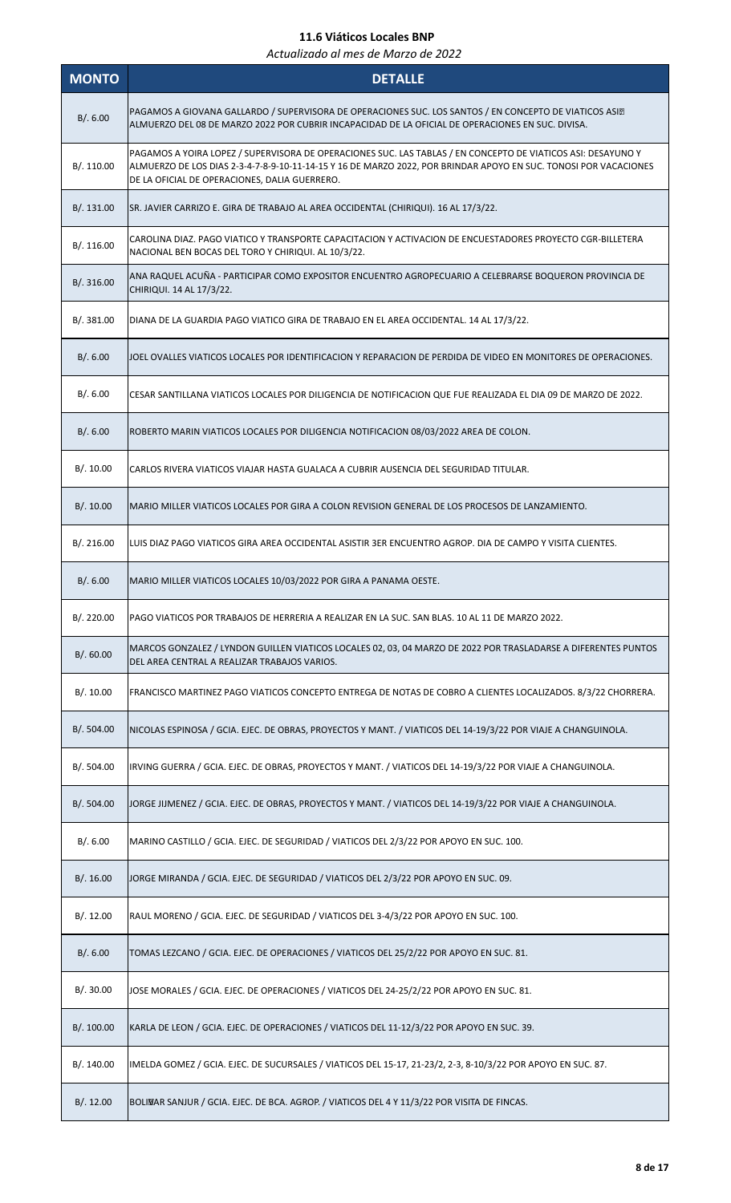# 11.6 Viáticos Locales BNP

*Actualizado al mes de Marzo de 2022*

| MONTO | DETALLE |
|---|---|
| B/. 6.00 | PAGAMOS A GIOVANA GALLARDO / SUPERVISORA DE OPERACIONES SUC. LOS SANTOS / EN CONCEPTO DE VIATICOS ASI: ALMUERZO DEL 08 DE MARZO 2022 POR CUBRIR INCAPACIDAD DE LA OFICIAL DE OPERACIONES EN SUC. DIVISA. |
| B/. 110.00 | PAGAMOS A YOIRA LOPEZ / SUPERVISORA DE OPERACIONES SUC. LAS TABLAS / EN CONCEPTO DE VIATICOS ASI: DESAYUNO Y ALMUERZO DE LOS DIAS 2-3-4-7-8-9-10-11-14-15 Y 16 DE MARZO 2022, POR BRINDAR APOYO EN SUC. TONOSI POR VACACIONES DE LA OFICIAL DE OPERACIONES, DALIA GUERRERO. |
| B/. 131.00 | SR. JAVIER CARRIZO E. GIRA DE TRABAJO AL AREA OCCIDENTAL (CHIRIQUI). 16 AL 17/3/22. |
| B/. 116.00 | CAROLINA DIAZ. PAGO VIATICO Y TRANSPORTE CAPACITACION Y ACTIVACION DE ENCUESTADORES PROYECTO CGR-BILLETERA NACIONAL BEN BOCAS DEL TORO Y CHIRIQUI. AL 10/3/22. |
| B/. 316.00 | ANA RAQUEL ACUÑA - PARTICIPAR COMO EXPOSITOR ENCUENTRO AGROPECUARIO A CELEBRARSE BOQUERON PROVINCIA DE CHIRIQUI. 14 AL 17/3/22. |
| B/. 381.00 | DIANA DE LA GUARDIA PAGO VIATICO GIRA DE TRABAJO EN EL AREA OCCIDENTAL. 14 AL 17/3/22. |
| B/. 6.00 | JOEL OVALLES VIATICOS LOCALES POR IDENTIFICACION Y REPARACION DE PERDIDA DE VIDEO EN MONITORES DE OPERACIONES. |
| B/. 6.00 | CESAR SANTILLANA VIATICOS LOCALES POR DILIGENCIA DE NOTIFICACION QUE FUE REALIZADA EL DIA 09 DE MARZO DE 2022. |
| B/. 6.00 | ROBERTO MARIN VIATICOS LOCALES POR DILIGENCIA NOTIFICACION 08/03/2022 AREA DE COLON. |
| B/. 10.00 | CARLOS RIVERA VIATICOS VIAJAR HASTA GUALACA A CUBRIR AUSENCIA DEL SEGURIDAD TITULAR. |
| B/. 10.00 | MARIO MILLER VIATICOS LOCALES POR GIRA A COLON REVISION GENERAL DE LOS PROCESOS DE LANZAMIENTO. |
| B/. 216.00 | LUIS DIAZ PAGO VIATICOS GIRA AREA OCCIDENTAL ASISTIR 3ER ENCUENTRO AGROP. DIA DE CAMPO Y VISITA CLIENTES. |
| B/. 6.00 | MARIO MILLER VIATICOS LOCALES 10/03/2022 POR GIRA A PANAMA OESTE. |
| B/. 220.00 | PAGO VIATICOS POR TRABAJOS DE HERRERIA A REALIZAR EN LA SUC. SAN BLAS. 10 AL 11 DE MARZO 2022. |
| B/. 60.00 | MARCOS GONZALEZ / LYNDON GUILLEN VIATICOS LOCALES 02, 03, 04 MARZO DE 2022 POR TRASLADARSE A DIFERENTES PUNTOS DEL AREA CENTRAL A REALIZAR TRABAJOS VARIOS. |
| B/. 10.00 | FRANCISCO MARTINEZ PAGO VIATICOS CONCEPTO ENTREGA DE NOTAS DE COBRO A CLIENTES LOCALIZADOS. 8/3/22 CHORRERA. |
| B/. 504.00 | NICOLAS ESPINOSA / GCIA. EJEC. DE OBRAS, PROYECTOS Y MANT. / VIATICOS DEL 14-19/3/22 POR VIAJE A CHANGUINOLA. |
| B/. 504.00 | IRVING GUERRA / GCIA. EJEC. DE OBRAS, PROYECTOS Y MANT. / VIATICOS DEL 14-19/3/22 POR VIAJE A CHANGUINOLA. |
| B/. 504.00 | JORGE JIJMENEZ / GCIA. EJEC. DE OBRAS, PROYECTOS Y MANT. / VIATICOS DEL 14-19/3/22 POR VIAJE A CHANGUINOLA. |
| B/. 6.00 | MARINO CASTILLO / GCIA. EJEC. DE SEGURIDAD / VIATICOS DEL 2/3/22 POR APOYO EN SUC. 100. |
| B/. 16.00 | JORGE MIRANDA / GCIA. EJEC. DE SEGURIDAD / VIATICOS DEL 2/3/22 POR APOYO EN SUC. 09. |
| B/. 12.00 | RAUL MORENO / GCIA. EJEC. DE SEGURIDAD / VIATICOS DEL 3-4/3/22 POR APOYO EN SUC. 100. |
| B/. 6.00 | TOMAS LEZCANO / GCIA. EJEC. DE OPERACIONES / VIATICOS DEL 25/2/22 POR APOYO EN SUC. 81. |
| B/. 30.00 | JOSE MORALES / GCIA. EJEC. DE OPERACIONES / VIATICOS DEL 24-25/2/22 POR APOYO EN SUC. 81. |
| B/. 100.00 | KARLA DE LEON / GCIA. EJEC. DE OPERACIONES / VIATICOS DEL 11-12/3/22 POR APOYO EN SUC. 39. |
| B/. 140.00 | IMELDA GOMEZ / GCIA. EJEC. DE SUCURSALES / VIATICOS DEL 15-17, 21-23/2, 2-3, 8-10/3/22 POR APOYO EN SUC. 87. |
| B/. 12.00 | BOLIVAR SANJUR / GCIA. EJEC. DE BCA. AGROP. / VIATICOS DEL 4 Y 11/3/22 POR VISITA DE FINCAS. |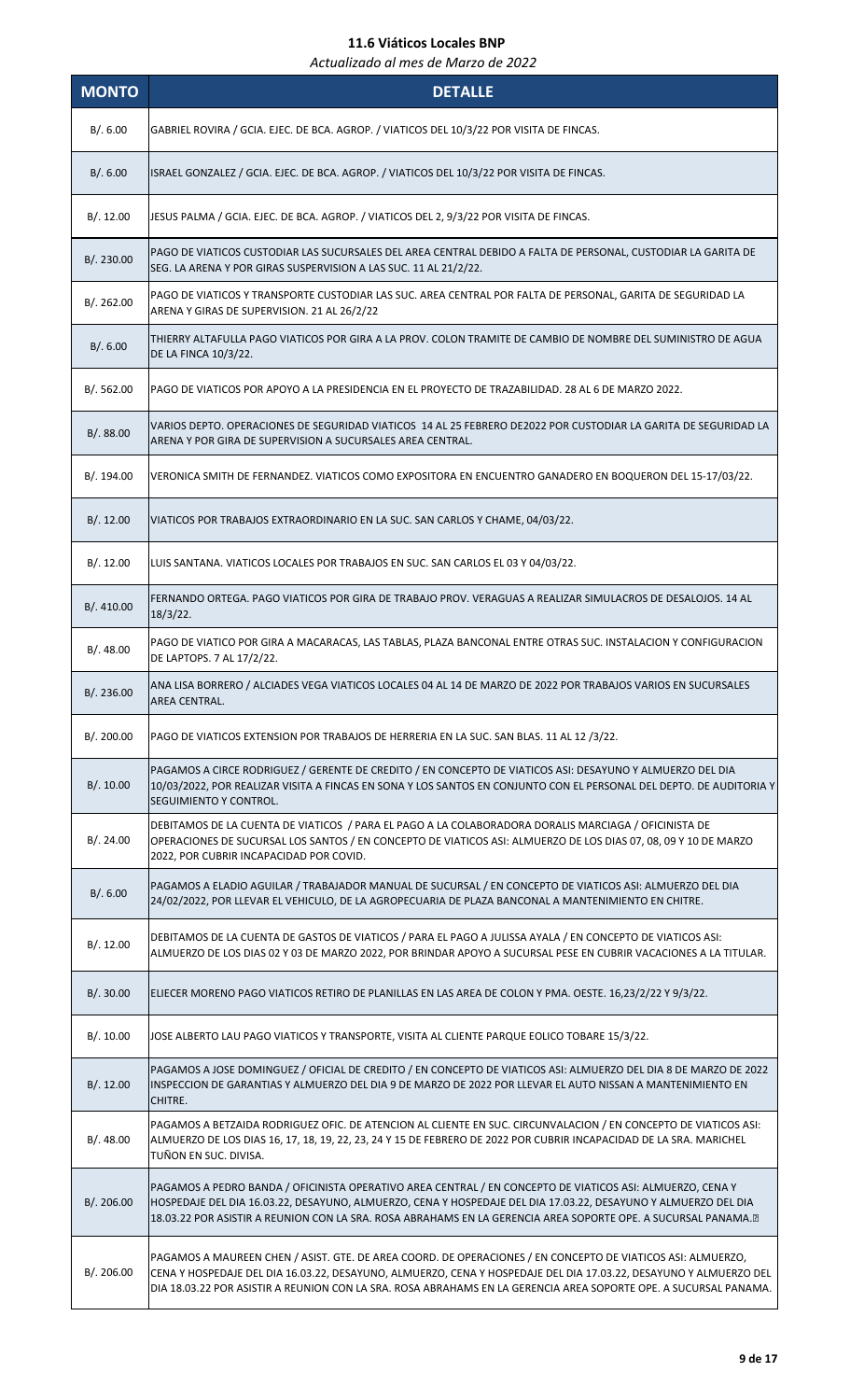# 11.6 Viáticos Locales BNP

*Actualizado al mes de Marzo de 2022*

| MONTO | DETALLE |
|---|---|
| B/. 6.00 | GABRIEL ROVIRA / GCIA. EJEC. DE BCA. AGROP. / VIATICOS DEL 10/3/22 POR VISITA DE FINCAS. |
| B/. 6.00 | ISRAEL GONZALEZ / GCIA. EJEC. DE BCA. AGROP. / VIATICOS DEL 10/3/22 POR VISITA DE FINCAS. |
| B/. 12.00 | JESUS PALMA / GCIA. EJEC. DE BCA. AGROP. / VIATICOS DEL 2, 9/3/22 POR VISITA DE FINCAS. |
| B/. 230.00 | PAGO DE VIATICOS CUSTODIAR LAS SUCURSALES DEL AREA CENTRAL DEBIDO A FALTA DE PERSONAL, CUSTODIAR LA GARITA DE SEG. LA ARENA Y POR GIRAS SUSPERVISION A LAS SUC. 11 AL 21/2/22. |
| B/. 262.00 | PAGO DE VIATICOS Y TRANSPORTE CUSTODIAR LAS SUC. AREA CENTRAL POR FALTA DE PERSONAL, GARITA DE SEGURIDAD LA ARENA Y GIRAS DE SUPERVISION. 21 AL 26/2/22 |
| B/. 6.00 | THIERRY ALTAFULLA PAGO VIATICOS POR GIRA A LA PROV. COLON TRAMITE DE CAMBIO DE NOMBRE DEL SUMINISTRO DE AGUA DE LA FINCA 10/3/22. |
| B/. 562.00 | PAGO DE VIATICOS POR APOYO A LA PRESIDENCIA EN EL PROYECTO DE TRAZABILIDAD. 28 AL 6 DE MARZO 2022. |
| B/. 88.00 | VARIOS DEPTO. OPERACIONES DE SEGURIDAD VIATICOS 14 AL 25 FEBRERO DE2022 POR CUSTODIAR LA GARITA DE SEGURIDAD LA ARENA Y POR GIRA DE SUPERVISION A SUCURSALES AREA CENTRAL. |
| B/. 194.00 | VERONICA SMITH DE FERNANDEZ. VIATICOS COMO EXPOSITORA EN ENCUENTRO GANADERO EN BOQUERON DEL 15-17/03/22. |
| B/. 12.00 | VIATICOS POR TRABAJOS EXTRAORDINARIO EN LA SUC. SAN CARLOS Y CHAME, 04/03/22. |
| B/. 12.00 | LUIS SANTANA. VIATICOS LOCALES POR TRABAJOS EN SUC. SAN CARLOS EL 03 Y 04/03/22. |
| B/. 410.00 | FERNANDO ORTEGA. PAGO VIATICOS POR GIRA DE TRABAJO PROV. VERAGUAS A REALIZAR SIMULACROS DE DESALOJOS. 14 AL 18/3/22. |
| B/. 48.00 | PAGO DE VIATICO POR GIRA A MACARACAS, LAS TABLAS, PLAZA BANCONAL ENTRE OTRAS SUC. INSTALACION Y CONFIGURACION DE LAPTOPS. 7 AL 17/2/22. |
| B/. 236.00 | ANA LISA BORRERO / ALCIADES VEGA VIATICOS LOCALES 04 AL 14 DE MARZO DE 2022 POR TRABAJOS VARIOS EN SUCURSALES AREA CENTRAL. |
| B/. 200.00 | PAGO DE VIATICOS EXTENSION POR TRABAJOS DE HERRERIA EN LA SUC. SAN BLAS. 11 AL 12 /3/22. |
| B/. 10.00 | PAGAMOS A CIRCE RODRIGUEZ / GERENTE DE CREDITO / EN CONCEPTO DE VIATICOS ASI: DESAYUNO Y ALMUERZO DEL DIA 10/03/2022, POR REALIZAR VISITA A FINCAS EN SONA Y LOS SANTOS EN CONJUNTO CON EL PERSONAL DEL DEPTO. DE AUDITORIA Y SEGUIMIENTO Y CONTROL. |
| B/. 24.00 | DEBITAMOS DE LA CUENTA DE VIATICOS / PARA EL PAGO A LA COLABORADORA DORALIS MARCIAGA / OFICINISTA DE OPERACIONES DE SUCURSAL LOS SANTOS / EN CONCEPTO DE VIATICOS ASI: ALMUERZO DE LOS DIAS 07, 08, 09 Y 10 DE MARZO 2022, POR CUBRIR INCAPACIDAD POR COVID. |
| B/. 6.00 | PAGAMOS A ELADIO AGUILAR / TRABAJADOR MANUAL DE SUCURSAL / EN CONCEPTO DE VIATICOS ASI: ALMUERZO DEL DIA 24/02/2022, POR LLEVAR EL VEHICULO, DE LA AGROPECUARIA DE PLAZA BANCONAL A MANTENIMIENTO EN CHITRE. |
| B/. 12.00 | DEBITAMOS DE LA CUENTA DE GASTOS DE VIATICOS / PARA EL PAGO A JULISSA AYALA / EN CONCEPTO DE VIATICOS ASI: ALMUERZO DE LOS DIAS 02 Y 03 DE MARZO 2022, POR BRINDAR APOYO A SUCURSAL PESE EN CUBRIR VACACIONES A LA TITULAR. |
| B/. 30.00 | ELIECER MORENO PAGO VIATICOS RETIRO DE PLANILLAS EN LAS AREA DE COLON Y PMA. OESTE. 16,23/2/22 Y 9/3/22. |
| B/. 10.00 | JOSE ALBERTO LAU PAGO VIATICOS Y TRANSPORTE, VISITA AL CLIENTE PARQUE EOLICO TOBARE 15/3/22. |
| B/. 12.00 | PAGAMOS A JOSE DOMINGUEZ / OFICIAL DE CREDITO / EN CONCEPTO DE VIATICOS ASI: ALMUERZO DEL DIA 8 DE MARZO DE 2022 INSPECCION DE GARANTIAS Y ALMUERZO DEL DIA 9 DE MARZO DE 2022 POR LLEVAR EL AUTO NISSAN A MANTENIMIENTO EN CHITRE. |
| B/. 48.00 | PAGAMOS A BETZAIDA RODRIGUEZ OFIC. DE ATENCION AL CLIENTE EN SUC. CIRCUNVALACION / EN CONCEPTO DE VIATICOS ASI: ALMUERZO DE LOS DIAS 16, 17, 18, 19, 22, 23, 24 Y 15 DE FEBRERO DE 2022 POR CUBRIR INCAPACIDAD DE LA SRA. MARICHEL TUÑON EN SUC. DIVISA. |
| B/. 206.00 | PAGAMOS A PEDRO BANDA / OFICINISTA OPERATIVO AREA CENTRAL / EN CONCEPTO DE VIATICOS ASI: ALMUERZO, CENA Y HOSPEDAJE DEL DIA 16.03.22, DESAYUNO, ALMUERZO, CENA Y HOSPEDAJE DEL DIA 17.03.22, DESAYUNO Y ALMUERZO DEL DIA 18.03.22 POR ASISTIR A REUNION CON LA SRA. ROSA ABRAHAMS EN LA GERENCIA AREA SOPORTE OPE. A SUCURSAL PANAMA. |
| B/. 206.00 | PAGAMOS A MAUREEN CHEN / ASIST. GTE. DE AREA COORD. DE OPERACIONES / EN CONCEPTO DE VIATICOS ASI: ALMUERZO, CENA Y HOSPEDAJE DEL DIA 16.03.22, DESAYUNO, ALMUERZO, CENA Y HOSPEDAJE DEL DIA 17.03.22, DESAYUNO Y ALMUERZO DEL DIA 18.03.22 POR ASISTIR A REUNION CON LA SRA. ROSA ABRAHAMS EN LA GERENCIA AREA SOPORTE OPE. A SUCURSAL PANAMA. |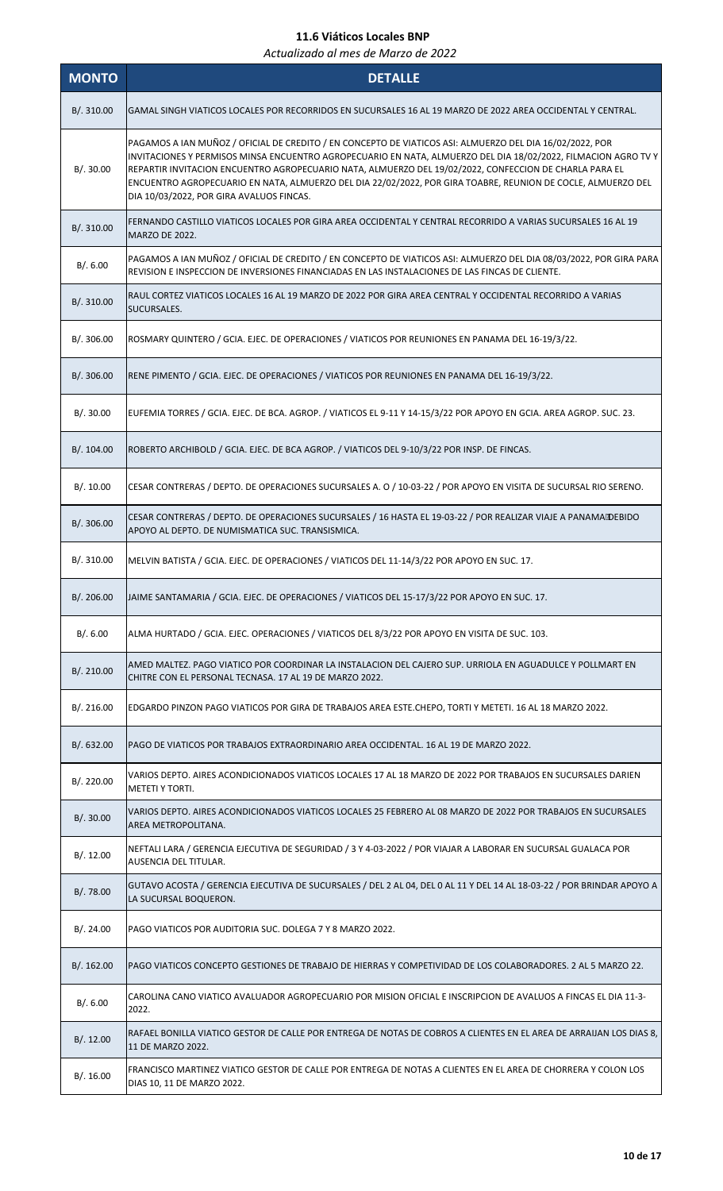# 11.6 Viáticos Locales BNP

*Actualizado al mes de Marzo de 2022*

| MONTO | DETALLE |
|---|---|
| B/. 310.00 | GAMAL SINGH VIATICOS LOCALES POR RECORRIDOS EN SUCURSALES 16 AL 19 MARZO DE 2022 AREA OCCIDENTAL Y CENTRAL. |
| B/. 30.00 | PAGAMOS A IAN MUÑOZ / OFICIAL DE CREDITO / EN CONCEPTO DE VIATICOS ASI: ALMUERZO DEL DIA 16/02/2022, POR INVITACIONES Y PERMISOS MINSA ENCUENTRO AGROPECUARIO EN NATA, ALMUERZO DEL DIA 18/02/2022, FILMACION AGRO TV Y REPARTIR INVITACION ENCUENTRO AGROPECUARIO NATA, ALMUERZO DEL 19/02/2022, CONFECCION DE CHARLA PARA EL ENCUENTRO AGROPECUARIO EN NATA, ALMUERZO DEL DIA 22/02/2022, POR GIRA TOABRE, REUNION DE COCLE, ALMUERZO DEL DIA 10/03/2022, POR GIRA AVALUOS FINCAS. |
| B/. 310.00 | FERNANDO CASTILLO VIATICOS LOCALES POR GIRA AREA OCCIDENTAL Y CENTRAL RECORRIDO A VARIAS SUCURSALES 16 AL 19 MARZO DE 2022. |
| B/. 6.00 | PAGAMOS A IAN MUÑOZ / OFICIAL DE CREDITO / EN CONCEPTO DE VIATICOS ASI: ALMUERZO DEL DIA 08/03/2022, POR GIRA PARA REVISION E INSPECCION DE INVERSIONES FINANCIADAS EN LAS INSTALACIONES DE LAS FINCAS DE CLIENTE. |
| B/. 310.00 | RAUL CORTEZ VIATICOS LOCALES 16 AL 19 MARZO DE 2022 POR GIRA AREA CENTRAL Y OCCIDENTAL RECORRIDO A VARIAS SUCURSALES. |
| B/. 306.00 | ROSMARY QUINTERO / GCIA. EJEC. DE OPERACIONES / VIATICOS POR REUNIONES EN PANAMA DEL 16-19/3/22. |
| B/. 306.00 | RENE PIMENTO / GCIA. EJEC. DE OPERACIONES / VIATICOS POR REUNIONES EN PANAMA DEL 16-19/3/22. |
| B/. 30.00 | EUFEMIA TORRES / GCIA. EJEC. DE BCA. AGROP. / VIATICOS EL 9-11 Y 14-15/3/22 POR APOYO EN GCIA. AREA AGROP. SUC. 23. |
| B/. 104.00 | ROBERTO ARCHIBOLD / GCIA. EJEC. DE BCA AGROP. / VIATICOS DEL 9-10/3/22 POR INSP. DE FINCAS. |
| B/. 10.00 | CESAR CONTRERAS / DEPTO. DE OPERACIONES SUCURSALES A. O / 10-03-22 / POR APOYO EN VISITA DE SUCURSAL RIO SERENO. |
| B/. 306.00 | CESAR CONTRERAS / DEPTO. DE OPERACIONES SUCURSALES / 16 HASTA EL 19-03-22 / POR REALIZAR VIAJE A PANAMA DEBIDO APOYO AL DEPTO. DE NUMISMATICA SUC. TRANSISMICA. |
| B/. 310.00 | MELVIN BATISTA / GCIA. EJEC. DE OPERACIONES / VIATICOS DEL 11-14/3/22 POR APOYO EN SUC. 17. |
| B/. 206.00 | JAIME SANTAMARIA / GCIA. EJEC. DE OPERACIONES / VIATICOS DEL 15-17/3/22 POR APOYO EN SUC. 17. |
| B/. 6.00 | ALMA HURTADO / GCIA. EJEC. OPERACIONES / VIATICOS DEL 8/3/22 POR APOYO EN VISITA DE SUC. 103. |
| B/. 210.00 | AMED MALTEZ. PAGO VIATICO POR COORDINAR LA INSTALACION DEL CAJERO SUP. URRIOLA EN AGUADULCE Y POLLMART EN CHITRE CON EL PERSONAL TECNASA. 17 AL 19 DE MARZO 2022. |
| B/. 216.00 | EDGARDO PINZON PAGO VIATICOS POR GIRA DE TRABAJOS AREA ESTE.CHEPO, TORTI Y METETI. 16 AL 18 MARZO 2022. |
| B/. 632.00 | PAGO DE VIATICOS POR TRABAJOS EXTRAORDINARIO AREA OCCIDENTAL. 16 AL 19 DE MARZO 2022. |
| B/. 220.00 | VARIOS DEPTO. AIRES ACONDICIONADOS VIATICOS LOCALES 17 AL 18 MARZO DE 2022 POR TRABAJOS EN SUCURSALES DARIEN METETI Y TORTI. |
| B/. 30.00 | VARIOS DEPTO. AIRES ACONDICIONADOS VIATICOS LOCALES 25 FEBRERO AL 08 MARZO DE 2022 POR TRABAJOS EN SUCURSALES AREA METROPOLITANA. |
| B/. 12.00 | NEFTALI LARA / GERENCIA EJECUTIVA DE SEGURIDAD / 3 Y 4-03-2022 / POR VIAJAR A LABORAR EN SUCURSAL GUALACA POR AUSENCIA DEL TITULAR. |
| B/. 78.00 | GUTAVO ACOSTA / GERENCIA EJECUTIVA DE SUCURSALES / DEL 2 AL 04, DEL 0 AL 11 Y DEL 14 AL 18-03-22 / POR BRINDAR APOYO A LA SUCURSAL BOQUERON. |
| B/. 24.00 | PAGO VIATICOS POR AUDITORIA SUC. DOLEGA 7 Y 8 MARZO 2022. |
| B/. 162.00 | PAGO VIATICOS CONCEPTO GESTIONES DE TRABAJO DE HIERRAS Y COMPETIVIDAD DE LOS COLABORADORES. 2 AL 5 MARZO 22. |
| B/. 6.00 | CAROLINA CANO VIATICO AVALUADOR AGROPECUARIO POR MISION OFICIAL E INSCRIPCION DE AVALUOS A FINCAS EL DIA 11-3-2022. |
| B/. 12.00 | RAFAEL BONILLA VIATICO GESTOR DE CALLE POR ENTREGA DE NOTAS DE COBROS A CLIENTES EN EL AREA DE ARRAIJAN LOS DIAS 8, 11 DE MARZO 2022. |
| B/. 16.00 | FRANCISCO MARTINEZ VIATICO GESTOR DE CALLE POR ENTREGA DE NOTAS A CLIENTES EN EL AREA DE CHORRERA Y COLON LOS DIAS 10, 11 DE MARZO 2022. |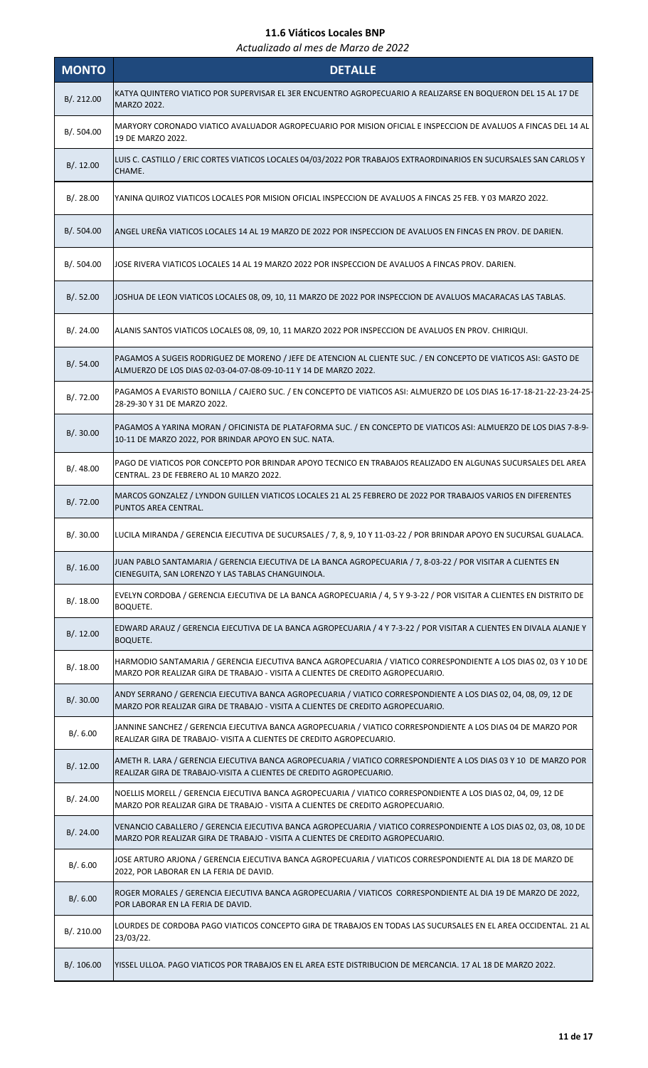# 11.6 Viáticos Locales BNP

*Actualizado al mes de Marzo de 2022*

| MONTO | DETALLE |
|---|---|
| B/. 212.00 | KATYA QUINTERO VIATICO POR SUPERVISAR EL 3ER ENCUENTRO AGROPECUARIO A REALIZARSE EN BOQUERON DEL 15 AL 17 DE MARZO 2022. |
| B/. 504.00 | MARYORY CORONADO VIATICO AVALUADOR AGROPECUARIO POR MISION OFICIAL E INSPECCION DE AVALUOS A FINCAS DEL 14 AL 19 DE MARZO 2022. |
| B/. 12.00 | LUIS C. CASTILLO / ERIC CORTES VIATICOS LOCALES 04/03/2022 POR TRABAJOS EXTRAORDINARIOS EN SUCURSALES SAN CARLOS Y CHAME. |
| B/. 28.00 | YANINA QUIROZ VIATICOS LOCALES POR MISION OFICIAL INSPECCION DE AVALUOS A FINCAS 25 FEB. Y 03 MARZO 2022. |
| B/. 504.00 | ANGEL UREÑA VIATICOS LOCALES 14 AL 19 MARZO DE 2022 POR INSPECCION DE AVALUOS EN FINCAS EN PROV. DE DARIEN. |
| B/. 504.00 | JOSE RIVERA VIATICOS LOCALES 14 AL 19 MARZO 2022 POR INSPECCION DE AVALUOS A FINCAS PROV. DARIEN. |
| B/. 52.00 | JOSHUA DE LEON VIATICOS LOCALES 08, 09, 10, 11 MARZO DE 2022 POR INSPECCION DE AVALUOS MACARACAS LAS TABLAS. |
| B/. 24.00 | ALANIS SANTOS VIATICOS LOCALES 08, 09, 10, 11 MARZO 2022 POR INSPECCION DE AVALUOS EN PROV. CHIRIQUI. |
| B/. 54.00 | PAGAMOS A SUGEIS RODRIGUEZ DE MORENO / JEFE DE ATENCION AL CLIENTE SUC. / EN CONCEPTO DE VIATICOS ASI: GASTO DE ALMUERZO DE LOS DIAS 02-03-04-07-08-09-10-11 Y 14 DE MARZO 2022. |
| B/. 72.00 | PAGAMOS A EVARISTO BONILLA / CAJERO SUC. / EN CONCEPTO DE VIATICOS ASI: ALMUERZO DE LOS DIAS 16-17-18-21-22-23-24-25-28-29-30 Y 31 DE MARZO 2022. |
| B/. 30.00 | PAGAMOS A YARINA MORAN / OFICINISTA DE PLATAFORMA SUC. / EN CONCEPTO DE VIATICOS ASI: ALMUERZO DE LOS DIAS 7-8-9-10-11 DE MARZO 2022, POR BRINDAR APOYO EN SUC. NATA. |
| B/. 48.00 | PAGO DE VIATICOS POR CONCEPTO POR BRINDAR APOYO TECNICO EN TRABAJOS REALIZADO EN ALGUNAS SUCURSALES DEL AREA CENTRAL. 23 DE FEBRERO AL 10 MARZO 2022. |
| B/. 72.00 | MARCOS GONZALEZ / LYNDON GUILLEN VIATICOS LOCALES 21 AL 25 FEBRERO DE 2022 POR TRABAJOS VARIOS EN DIFERENTES PUNTOS AREA CENTRAL. |
| B/. 30.00 | LUCILA MIRANDA / GERENCIA EJECUTIVA DE SUCURSALES / 7, 8, 9, 10 Y 11-03-22 / POR BRINDAR APOYO EN SUCURSAL GUALACA. |
| B/. 16.00 | JUAN PABLO SANTAMARIA / GERENCIA EJECUTIVA DE LA BANCA AGROPECUARIA / 7, 8-03-22 / POR VISITAR A CLIENTES EN CIENEGUITA, SAN LORENZO Y LAS TABLAS CHANGUINOLA. |
| B/. 18.00 | EVELYN CORDOBA / GERENCIA EJECUTIVA DE LA BANCA AGROPECUARIA / 4, 5 Y 9-3-22 / POR VISITAR A CLIENTES EN DISTRITO DE BOQUETE. |
| B/. 12.00 | EDWARD ARAUZ / GERENCIA EJECUTIVA DE LA BANCA AGROPECUARIA / 4 Y 7-3-22 / POR VISITAR A CLIENTES EN DIVALA ALANJE Y BOQUETE. |
| B/. 18.00 | HARMODIO SANTAMARIA / GERENCIA EJECUTIVA BANCA AGROPECUARIA / VIATICO CORRESPONDIENTE A LOS DIAS 02, 03 Y 10 DE MARZO POR REALIZAR GIRA DE TRABAJO - VISITA A CLIENTES DE CREDITO AGROPECUARIO. |
| B/. 30.00 | ANDY SERRANO / GERENCIA EJECUTIVA BANCA AGROPECUARIA / VIATICO CORRESPONDIENTE A LOS DIAS 02, 04, 08, 09, 12 DE MARZO POR REALIZAR GIRA DE TRABAJO - VISITA A CLIENTES DE CREDITO AGROPECUARIO. |
| B/. 6.00 | JANNINE SANCHEZ / GERENCIA EJECUTIVA BANCA AGROPECUARIA / VIATICO CORRESPONDIENTE A LOS DIAS 04 DE MARZO POR REALIZAR GIRA DE TRABAJO- VISITA A CLIENTES DE CREDITO AGROPECUARIO. |
| B/. 12.00 | AMETH R. LARA / GERENCIA EJECUTIVA BANCA AGROPECUARIA / VIATICO CORRESPONDIENTE A LOS DIAS 03 Y 10 DE MARZO POR REALIZAR GIRA DE TRABAJO-VISITA A CLIENTES DE CREDITO AGROPECUARIO. |
| B/. 24.00 | NOELLIS MORELL / GERENCIA EJECUTIVA BANCA AGROPECUARIA / VIATICO CORRESPONDIENTE A LOS DIAS 02, 04, 09, 12 DE MARZO POR REALIZAR GIRA DE TRABAJO - VISITA A CLIENTES DE CREDITO AGROPECUARIO. |
| B/. 24.00 | VENANCIO CABALLERO / GERENCIA EJECUTIVA BANCA AGROPECUARIA / VIATICO CORRESPONDIENTE A LOS DIAS 02, 03, 08, 10 DE MARZO POR REALIZAR GIRA DE TRABAJO - VISITA A CLIENTES DE CREDITO AGROPECUARIO. |
| B/. 6.00 | JOSE ARTURO ARJONA / GERENCIA EJECUTIVA BANCA AGROPECUARIA / VIATICOS CORRESPONDIENTE AL DIA 18 DE MARZO DE 2022, POR LABORAR EN LA FERIA DE DAVID. |
| B/. 6.00 | ROGER MORALES / GERENCIA EJECUTIVA BANCA AGROPECUARIA / VIATICOS CORRESPONDIENTE AL DIA 19 DE MARZO DE 2022, POR LABORAR EN LA FERIA DE DAVID. |
| B/. 210.00 | LOURDES DE CORDOBA PAGO VIATICOS CONCEPTO GIRA DE TRABAJOS EN TODAS LAS SUCURSALES EN EL AREA OCCIDENTAL. 21 AL 23/03/22. |
| B/. 106.00 | YISSEL ULLOA. PAGO VIATICOS POR TRABAJOS EN EL AREA ESTE DISTRIBUCION DE MERCANCIA. 17 AL 18 DE MARZO 2022. |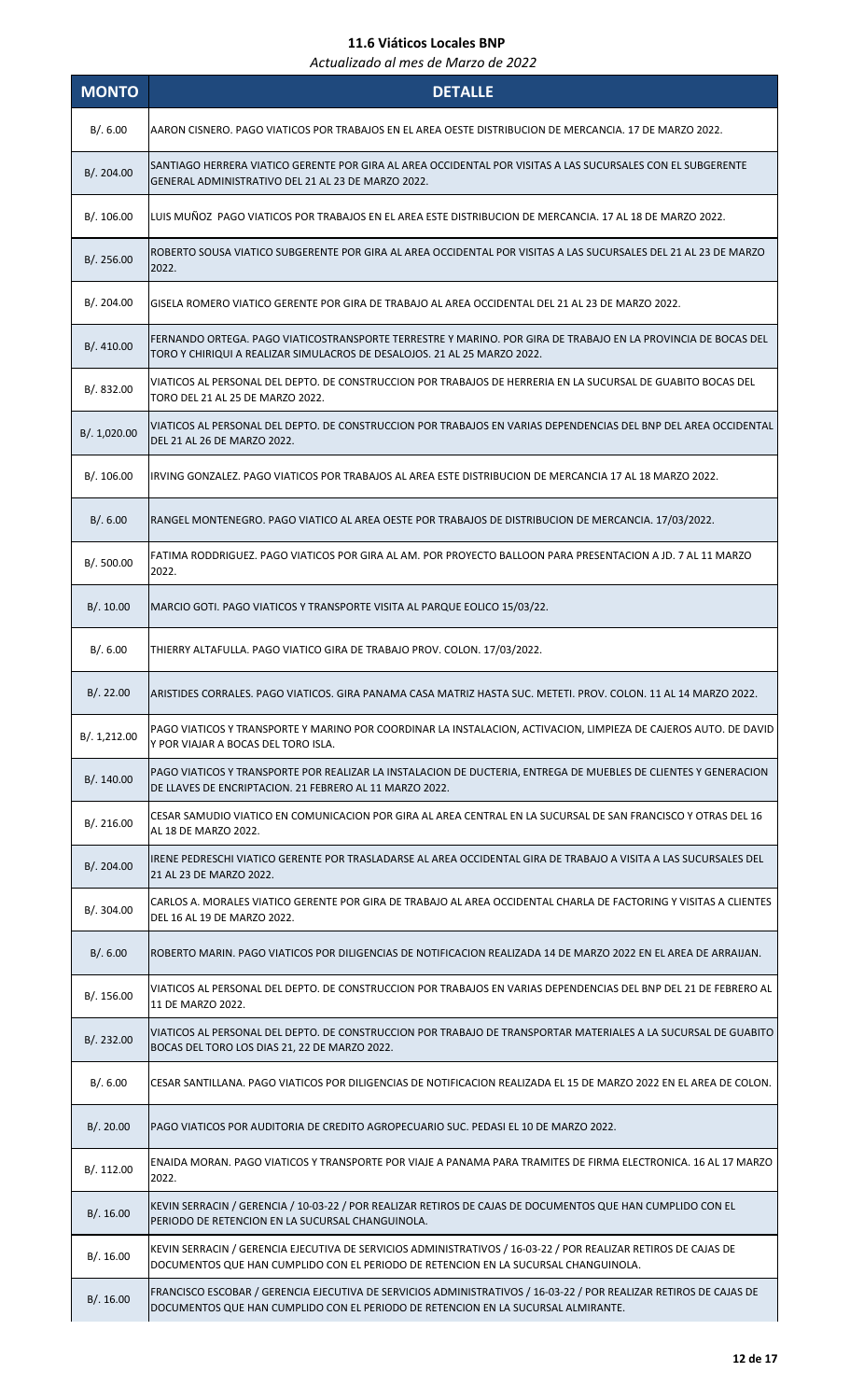## 11.6 Viáticos Locales BNP

*Actualizado al mes de Marzo de 2022*

| MONTO | DETALLE |
|---|---|
| B/. 6.00 | AARON CISNERO. PAGO VIATICOS POR TRABAJOS EN EL AREA OESTE DISTRIBUCION DE MERCANCIA. 17 DE MARZO 2022. |
| B/. 204.00 | SANTIAGO HERRERA VIATICO GERENTE POR GIRA AL AREA OCCIDENTAL POR VISITAS A LAS SUCURSALES CON EL SUBGERENTE GENERAL ADMINISTRATIVO DEL 21 AL 23 DE MARZO 2022. |
| B/. 106.00 | LUIS MUÑOZ PAGO VIATICOS POR TRABAJOS EN EL AREA ESTE DISTRIBUCION DE MERCANCIA. 17 AL 18 DE MARZO 2022. |
| B/. 256.00 | ROBERTO SOUSA VIATICO SUBGERENTE POR GIRA AL AREA OCCIDENTAL POR VISITAS A LAS SUCURSALES DEL 21 AL 23 DE MARZO 2022. |
| B/. 204.00 | GISELA ROMERO VIATICO GERENTE POR GIRA DE TRABAJO AL AREA OCCIDENTAL DEL 21 AL 23 DE MARZO 2022. |
| B/. 410.00 | FERNANDO ORTEGA. PAGO VIATICOSTRANSPORTE TERRESTRE Y MARINO. POR GIRA DE TRABAJO EN LA PROVINCIA DE BOCAS DEL TORO Y CHIRIQUI A REALIZAR SIMULACROS DE DESALOJOS. 21 AL 25 MARZO 2022. |
| B/. 832.00 | VIATICOS AL PERSONAL DEL DEPTO. DE CONSTRUCCION POR TRABAJOS DE HERRERIA EN LA SUCURSAL DE GUABITO BOCAS DEL TORO DEL 21 AL 25 DE MARZO 2022. |
| B/. 1,020.00 | VIATICOS AL PERSONAL DEL DEPTO. DE CONSTRUCCION POR TRABAJOS EN VARIAS DEPENDENCIAS DEL BNP DEL AREA OCCIDENTAL DEL 21 AL 26 DE MARZO 2022. |
| B/. 106.00 | IRVING GONZALEZ. PAGO VIATICOS POR TRABAJOS AL AREA ESTE DISTRIBUCION DE MERCANCIA 17 AL 18 MARZO 2022. |
| B/. 6.00 | RANGEL MONTENEGRO. PAGO VIATICO AL AREA OESTE POR TRABAJOS DE DISTRIBUCION DE MERCANCIA. 17/03/2022. |
| B/. 500.00 | FATIMA RODDRIGUEZ. PAGO VIATICOS POR GIRA AL AM. POR PROYECTO BALLOON PARA PRESENTACION A JD. 7 AL 11 MARZO 2022. |
| B/. 10.00 | MARCIO GOTI. PAGO VIATICOS Y TRANSPORTE VISITA AL PARQUE EOLICO 15/03/22. |
| B/. 6.00 | THIERRY ALTAFULLA. PAGO VIATICO GIRA DE TRABAJO PROV. COLON. 17/03/2022. |
| B/. 22.00 | ARISTIDES CORRALES. PAGO VIATICOS. GIRA PANAMA CASA MATRIZ HASTA SUC. METETI. PROV. COLON. 11 AL 14 MARZO 2022. |
| B/. 1,212.00 | PAGO VIATICOS Y TRANSPORTE Y MARINO POR COORDINAR LA INSTALACION, ACTIVACION, LIMPIEZA DE CAJEROS AUTO. DE DAVID Y POR VIAJAR A BOCAS DEL TORO ISLA. |
| B/. 140.00 | PAGO VIATICOS Y TRANSPORTE POR REALIZAR LA INSTALACION DE DUCTERIA, ENTREGA DE MUEBLES DE CLIENTES Y GENERACION DE LLAVES DE ENCRIPTACION. 21 FEBRERO AL 11 MARZO 2022. |
| B/. 216.00 | CESAR SAMUDIO VIATICO EN COMUNICACION POR GIRA AL AREA CENTRAL EN LA SUCURSAL DE SAN FRANCISCO Y OTRAS DEL 16 AL 18 DE MARZO 2022. |
| B/. 204.00 | IRENE PEDRESCHI VIATICO GERENTE POR TRASLADARSE AL AREA OCCIDENTAL GIRA DE TRABAJO A VISITA A LAS SUCURSALES DEL 21 AL 23 DE MARZO 2022. |
| B/. 304.00 | CARLOS A. MORALES VIATICO GERENTE POR GIRA DE TRABAJO AL AREA OCCIDENTAL CHARLA DE FACTORING Y VISITAS A CLIENTES DEL 16 AL 19 DE MARZO 2022. |
| B/. 6.00 | ROBERTO MARIN. PAGO VIATICOS POR DILIGENCIAS DE NOTIFICACION REALIZADA 14 DE MARZO 2022 EN EL AREA DE ARRAIJAN. |
| B/. 156.00 | VIATICOS AL PERSONAL DEL DEPTO. DE CONSTRUCCION POR TRABAJOS EN VARIAS DEPENDENCIAS DEL BNP DEL 21 DE FEBRERO AL 11 DE MARZO 2022. |
| B/. 232.00 | VIATICOS AL PERSONAL DEL DEPTO. DE CONSTRUCCION POR TRABAJO DE TRANSPORTAR MATERIALES A LA SUCURSAL DE GUABITO BOCAS DEL TORO LOS DIAS 21, 22 DE MARZO 2022. |
| B/. 6.00 | CESAR SANTILLANA. PAGO VIATICOS POR DILIGENCIAS DE NOTIFICACION REALIZADA EL 15 DE MARZO 2022 EN EL AREA DE COLON. |
| B/. 20.00 | PAGO VIATICOS POR AUDITORIA DE CREDITO AGROPECUARIO SUC. PEDASI EL 10 DE MARZO 2022. |
| B/. 112.00 | ENAIDA MORAN. PAGO VIATICOS Y TRANSPORTE POR VIAJE A PANAMA PARA TRAMITES DE FIRMA ELECTRONICA. 16 AL 17 MARZO 2022. |
| B/. 16.00 | KEVIN SERRACIN / GERENCIA / 10-03-22 / POR REALIZAR RETIROS DE CAJAS DE DOCUMENTOS QUE HAN CUMPLIDO CON EL PERIODO DE RETENCION EN LA SUCURSAL CHANGUINOLA. |
| B/. 16.00 | KEVIN SERRACIN / GERENCIA EJECUTIVA DE SERVICIOS ADMINISTRATIVOS / 16-03-22 / POR REALIZAR RETIROS DE CAJAS DE DOCUMENTOS QUE HAN CUMPLIDO CON EL PERIODO DE RETENCION EN LA SUCURSAL CHANGUINOLA. |
| B/. 16.00 | FRANCISCO ESCOBAR / GERENCIA EJECUTIVA DE SERVICIOS ADMINISTRATIVOS / 16-03-22 / POR REALIZAR RETIROS DE CAJAS DE DOCUMENTOS QUE HAN CUMPLIDO CON EL PERIODO DE RETENCION EN LA SUCURSAL ALMIRANTE. |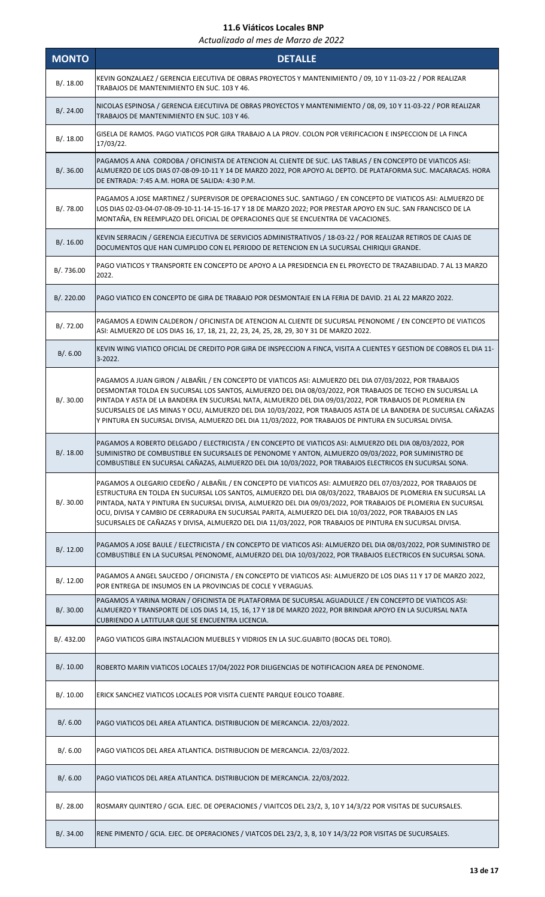# 11.6 Viáticos Locales BNP

*Actualizado al mes de Marzo de 2022*

| MONTO | DETALLE |
|---|---|
| B/. 18.00 | KEVIN GONZALAEZ / GERENCIA EJECUTIVA DE OBRAS PROYECTOS Y MANTENIMIENTO / 09, 10 Y 11-03-22 / POR REALIZAR TRABAJOS DE MANTENIMIENTO EN SUC. 103 Y 46. |
| B/. 24.00 | NICOLAS ESPINOSA / GERENCIA EJECUTIIVA DE OBRAS PROYECTOS Y MANTENIMIENTO / 08, 09, 10 Y 11-03-22 / POR REALIZAR TRABAJOS DE MANTENIMIENTO EN SUC. 103 Y 46. |
| B/. 18.00 | GISELA DE RAMOS. PAGO VIATICOS POR GIRA TRABAJO A LA PROV. COLON POR VERIFICACION E INSPECCION DE LA FINCA 17/03/22. |
| B/. 36.00 | PAGAMOS A ANA CORDOBA / OFICINISTA DE ATENCION AL CLIENTE DE SUC. LAS TABLAS / EN CONCEPTO DE VIATICOS ASI: ALMUERZO DE LOS DIAS 07-08-09-10-11 Y 14 DE MARZO 2022, POR APOYO AL DEPTO. DE PLATAFORMA SUC. MACARACAS. HORA DE ENTRADA: 7:45 A.M. HORA DE SALIDA: 4:30 P.M. |
| B/. 78.00 | PAGAMOS A JOSE MARTINEZ / SUPERVISOR DE OPERACIONES SUC. SANTIAGO / EN CONCEPTO DE VIATICOS ASI: ALMUERZO DE LOS DIAS 02-03-04-07-08-09-10-11-14-15-16-17 Y 18 DE MARZO 2022; POR PRESTAR APOYO EN SUC. SAN FRANCISCO DE LA MONTAÑA, EN REEMPLAZO DEL OFICIAL DE OPERACIONES QUE SE ENCUENTRA DE VACACIONES. |
| B/. 16.00 | KEVIN SERRACIN / GERENCIA EJECUTIVA DE SERVICIOS ADMINISTRATIVOS / 18-03-22 / POR REALIZAR RETIROS DE CAJAS DE DOCUMENTOS QUE HAN CUMPLIDO CON EL PERIODO DE RETENCION EN LA SUCURSAL CHIRIQUI GRANDE. |
| B/. 736.00 | PAGO VIATICOS Y TRANSPORTE EN CONCEPTO DE APOYO A LA PRESIDENCIA EN EL PROYECTO DE TRAZABILIDAD. 7 AL 13 MARZO 2022. |
| B/. 220.00 | PAGO VIATICO EN CONCEPTO DE GIRA DE TRABAJO POR DESMONTAJE EN LA FERIA DE DAVID. 21 AL 22 MARZO 2022. |
| B/. 72.00 | PAGAMOS A EDWIN CALDERON / OFICINISTA DE ATENCION AL CLIENTE DE SUCURSAL PENONOME / EN CONCEPTO DE VIATICOS ASI: ALMUERZO DE LOS DIAS 16, 17, 18, 21, 22, 23, 24, 25, 28, 29, 30 Y 31 DE MARZO 2022. |
| B/. 6.00 | KEVIN WING VIATICO OFICIAL DE CREDITO POR GIRA DE INSPECCION A FINCA, VISITA A CLIENTES Y GESTION DE COBROS EL DIA 11-3-2022. |
| B/. 30.00 | PAGAMOS A JUAN GIRON / ALBAÑIL / EN CONCEPTO DE VIATICOS ASI: ALMUERZO DEL DIA 07/03/2022, POR TRABAJOS DESMONTAR TOLDA EN SUCURSAL LOS SANTOS, ALMUERZO DEL DIA 08/03/2022, POR TRABAJOS DE TECHO EN SUCURSAL LA PINTADA Y ASTA DE LA BANDERA EN SUCURSAL NATA, ALMUERZO DEL DIA 09/03/2022, POR TRABAJOS DE PLOMERIA EN SUCURSALES DE LAS MINAS Y OCU, ALMUERZO DEL DIA 10/03/2022, POR TRABAJOS ASTA DE LA BANDERA DE SUCURSAL CAÑAZAS Y PINTURA EN SUCURSAL DIVISA, ALMUERZO DEL DIA 11/03/2022, POR TRABAJOS DE PINTURA EN SUCURSAL DIVISA. |
| B/. 18.00 | PAGAMOS A ROBERTO DELGADO / ELECTRICISTA / EN CONCEPTO DE VIATICOS ASI: ALMUERZO DEL DIA 08/03/2022, POR SUMINISTRO DE COMBUSTIBLE EN SUCURSALES DE PENONOME Y ANTON, ALMUERZO 09/03/2022, POR SUMINISTRO DE COMBUSTIBLE EN SUCURSAL CAÑAZAS, ALMUERZO DEL DIA 10/03/2022, POR TRABAJOS ELECTRICOS EN SUCURSAL SONA. |
| B/. 30.00 | PAGAMOS A OLEGARIO CEDEÑO / ALBAÑIL / EN CONCEPTO DE VIATICOS ASI: ALMUERZO DEL 07/03/2022, POR TRABAJOS DE ESTRUCTURA EN TOLDA EN SUCURSAL LOS SANTOS, ALMUERZO DEL DIA 08/03/2022, TRABAJOS DE PLOMERIA EN SUCURSAL LA PINTADA, NATA Y PINTURA EN SUCURSAL DIVISA, ALMUERZO DEL DIA 09/03/2022, POR TRABAJOS DE PLOMERIA EN SUCURSAL OCU, DIVISA Y CAMBIO DE CERRADURA EN SUCURSAL PARITA, ALMUERZO DEL DIA 10/03/2022, POR TRABAJOS EN LAS SUCURSALES DE CAÑAZAS Y DIVISA, ALMUERZO DEL DIA 11/03/2022, POR TRABAJOS DE PINTURA EN SUCURSAL DIVISA. |
| B/. 12.00 | PAGAMOS A JOSE BAULE / ELECTRICISTA / EN CONCEPTO DE VIATICOS ASI: ALMUERZO DEL DIA 08/03/2022, POR SUMINISTRO DE COMBUSTIBLE EN LA SUCURSAL PENONOME, ALMUERZO DEL DIA 10/03/2022, POR TRABAJOS ELECTRICOS EN SUCURSAL SONA. |
| B/. 12.00 | PAGAMOS A ANGEL SAUCEDO / OFICINISTA / EN CONCEPTO DE VIATICOS ASI: ALMUERZO DE LOS DIAS 11 Y 17 DE MARZO 2022, POR ENTREGA DE INSUMOS EN LA PROVINCIAS DE COCLE Y VERAGUAS. |
| B/. 30.00 | PAGAMOS A YARINA MORAN / OFICINISTA DE PLATAFORMA DE SUCURSAL AGUADULCE / EN CONCEPTO DE VIATICOS ASI: ALMUERZO Y TRANSPORTE DE LOS DIAS 14, 15, 16, 17 Y 18 DE MARZO 2022, POR BRINDAR APOYO EN LA SUCURSAL NATA CUBRIENDO A LATITULAR QUE SE ENCUENTRA LICENCIA. |
| B/. 432.00 | PAGO VIATICOS GIRA INSTALACION MUEBLES Y VIDRIOS EN LA SUC.GUABITO (BOCAS DEL TORO). |
| B/. 10.00 | ROBERTO MARIN VIATICOS LOCALES 17/04/2022 POR DILIGENCIAS DE NOTIFICACION AREA DE PENONOME. |
| B/. 10.00 | ERICK SANCHEZ VIATICOS LOCALES POR VISITA CLIENTE PARQUE EOLICO TOABRE. |
| B/. 6.00 | PAGO VIATICOS DEL AREA ATLANTICA. DISTRIBUCION DE MERCANCIA. 22/03/2022. |
| B/. 6.00 | PAGO VIATICOS DEL AREA ATLANTICA. DISTRIBUCION DE MERCANCIA. 22/03/2022. |
| B/. 6.00 | PAGO VIATICOS DEL AREA ATLANTICA. DISTRIBUCION DE MERCANCIA. 22/03/2022. |
| B/. 28.00 | ROSMARY QUINTERO / GCIA. EJEC. DE OPERACIONES / VIAITCOS DEL 23/2, 3, 10 Y 14/3/22 POR VISITAS DE SUCURSALES. |
| B/. 34.00 | RENE PIMENTO / GCIA. EJEC. DE OPERACIONES / VIATCOS DEL 23/2, 3, 8, 10 Y 14/3/22 POR VISITAS DE SUCURSALES. |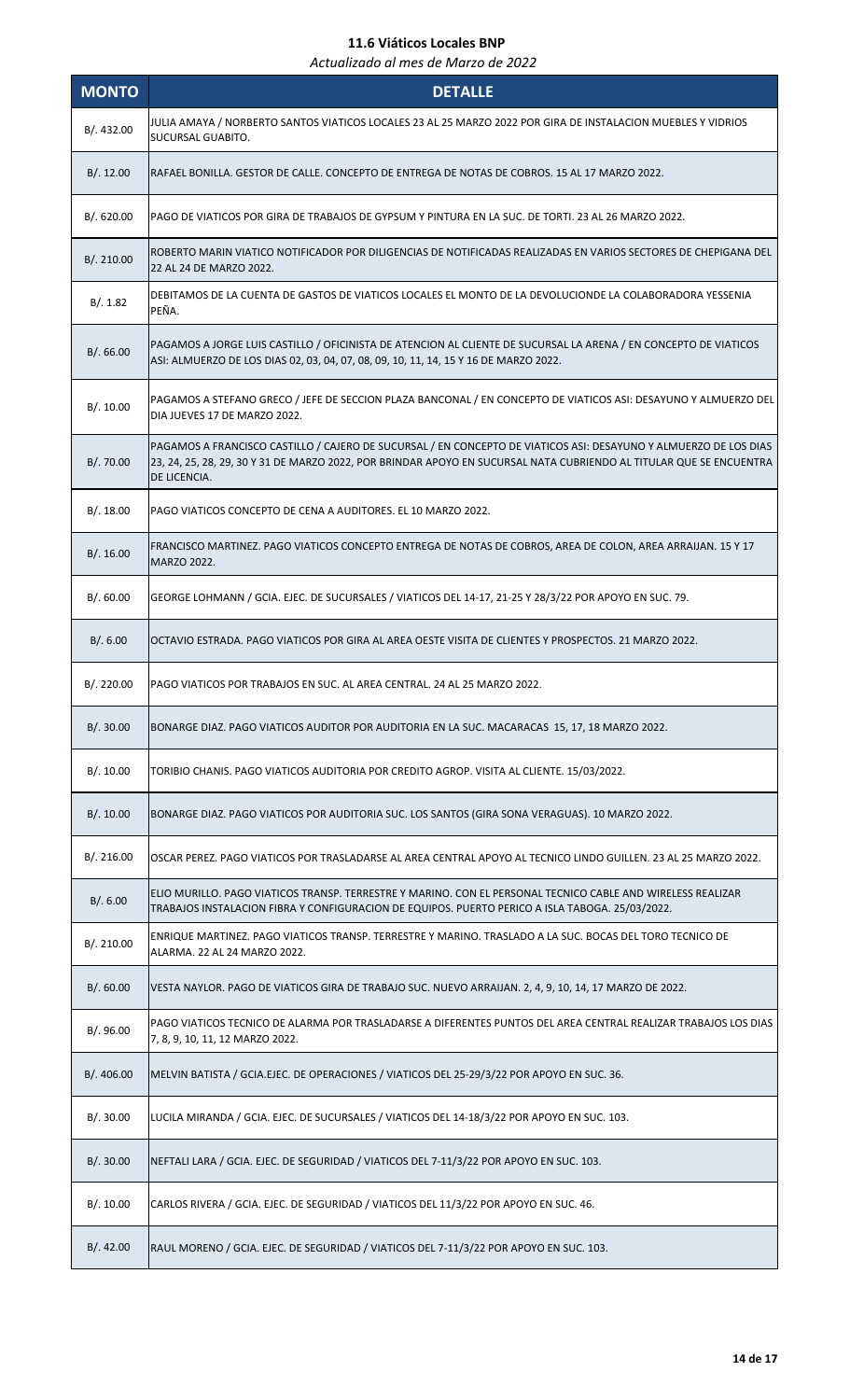# 11.6 Viáticos Locales BNP

*Actualizado al mes de Marzo de 2022*

| MONTO | DETALLE |
| --- | --- |
| B/. 432.00 | JULIA AMAYA / NORBERTO SANTOS VIATICOS LOCALES 23 AL 25 MARZO 2022 POR GIRA DE INSTALACION MUEBLES Y VIDRIOS SUCURSAL GUABITO. |
| B/. 12.00 | RAFAEL BONILLA. GESTOR DE CALLE. CONCEPTO DE ENTREGA DE NOTAS DE COBROS. 15 AL 17 MARZO 2022. |
| B/. 620.00 | PAGO DE VIATICOS POR GIRA DE TRABAJOS DE GYPSUM Y PINTURA EN LA SUC. DE TORTI. 23 AL 26 MARZO 2022. |
| B/. 210.00 | ROBERTO MARIN VIATICO NOTIFICADOR POR DILIGENCIAS DE NOTIFICADAS REALIZADAS EN VARIOS SECTORES DE CHEPIGANA DEL 22 AL 24 DE MARZO 2022. |
| B/. 1.82 | DEBITAMOS DE LA CUENTA DE GASTOS DE VIATICOS LOCALES EL MONTO DE LA DEVOLUCIONDE LA COLABORADORA YESSENIA PEÑA. |
| B/. 66.00 | PAGAMOS A JORGE LUIS CASTILLO / OFICINISTA DE ATENCION AL CLIENTE DE SUCURSAL LA ARENA / EN CONCEPTO DE VIATICOS ASI: ALMUERZO DE LOS DIAS 02, 03, 04, 07, 08, 09, 10, 11, 14, 15 Y 16 DE MARZO 2022. |
| B/. 10.00 | PAGAMOS A STEFANO GRECO / JEFE DE SECCION PLAZA BANCONAL / EN CONCEPTO DE VIATICOS ASI: DESAYUNO Y ALMUERZO DEL DIA JUEVES 17 DE MARZO 2022. |
| B/. 70.00 | PAGAMOS A FRANCISCO CASTILLO / CAJERO DE SUCURSAL / EN CONCEPTO DE VIATICOS ASI: DESAYUNO Y ALMUERZO DE LOS DIAS 23, 24, 25, 28, 29, 30 Y 31 DE MARZO 2022, POR BRINDAR APOYO EN SUCURSAL NATA CUBRIENDO AL TITULAR QUE SE ENCUENTRA DE LICENCIA. |
| B/. 18.00 | PAGO VIATICOS CONCEPTO DE CENA A AUDITORES. EL 10 MARZO 2022. |
| B/. 16.00 | FRANCISCO MARTINEZ. PAGO VIATICOS CONCEPTO ENTREGA DE NOTAS DE COBROS, AREA DE COLON, AREA ARRAIJAN. 15 Y 17 MARZO 2022. |
| B/. 60.00 | GEORGE LOHMANN / GCIA. EJEC. DE SUCURSALES / VIATICOS DEL 14-17, 21-25 Y 28/3/22 POR APOYO EN SUC. 79. |
| B/. 6.00 | OCTAVIO ESTRADA. PAGO VIATICOS POR GIRA AL AREA OESTE VISITA DE CLIENTES Y PROSPECTOS. 21 MARZO 2022. |
| B/. 220.00 | PAGO VIATICOS POR TRABAJOS EN SUC. AL AREA CENTRAL. 24 AL 25 MARZO 2022. |
| B/. 30.00 | BONARGE DIAZ. PAGO VIATICOS AUDITOR POR AUDITORIA EN LA SUC. MACARACAS 15, 17, 18 MARZO 2022. |
| B/. 10.00 | TORIBIO CHANIS. PAGO VIATICOS AUDITORIA POR CREDITO AGROP. VISITA AL CLIENTE. 15/03/2022. |
| B/. 10.00 | BONARGE DIAZ. PAGO VIATICOS POR AUDITORIA SUC. LOS SANTOS (GIRA SONA VERAGUAS). 10 MARZO 2022. |
| B/. 216.00 | OSCAR PEREZ. PAGO VIATICOS POR TRASLADARSE AL AREA CENTRAL APOYO AL TECNICO LINDO GUILLEN. 23 AL 25 MARZO 2022. |
| B/. 6.00 | ELIO MURILLO. PAGO VIATICOS TRANSP. TERRESTRE Y MARINO. CON EL PERSONAL TECNICO CABLE AND WIRELESS REALIZAR TRABAJOS INSTALACION FIBRA Y CONFIGURACION DE EQUIPOS. PUERTO PERICO A ISLA TABOGA. 25/03/2022. |
| B/. 210.00 | ENRIQUE MARTINEZ. PAGO VIATICOS TRANSP. TERRESTRE Y MARINO. TRASLADO A LA SUC. BOCAS DEL TORO TECNICO DE ALARMA. 22 AL 24 MARZO 2022. |
| B/. 60.00 | VESTA NAYLOR. PAGO DE VIATICOS GIRA DE TRABAJO SUC. NUEVO ARRAIJAN. 2, 4, 9, 10, 14, 17 MARZO DE 2022. |
| B/. 96.00 | PAGO VIATICOS TECNICO DE ALARMA POR TRASLADARSE A DIFERENTES PUNTOS DEL AREA CENTRAL REALIZAR TRABAJOS LOS DIAS 7, 8, 9, 10, 11, 12 MARZO 2022. |
| B/. 406.00 | MELVIN BATISTA / GCIA.EJEC. DE OPERACIONES / VIATICOS DEL 25-29/3/22 POR APOYO EN SUC. 36. |
| B/. 30.00 | LUCILA MIRANDA / GCIA. EJEC. DE SUCURSALES / VIATICOS DEL 14-18/3/22 POR APOYO EN SUC. 103. |
| B/. 30.00 | NEFTALI LARA / GCIA. EJEC. DE SEGURIDAD / VIATICOS DEL 7-11/3/22 POR APOYO EN SUC. 103. |
| B/. 10.00 | CARLOS RIVERA / GCIA. EJEC. DE SEGURIDAD / VIATICOS DEL 11/3/22 POR APOYO EN SUC. 46. |
| B/. 42.00 | RAUL MORENO / GCIA. EJEC. DE SEGURIDAD / VIATICOS DEL 7-11/3/22 POR APOYO EN SUC. 103. |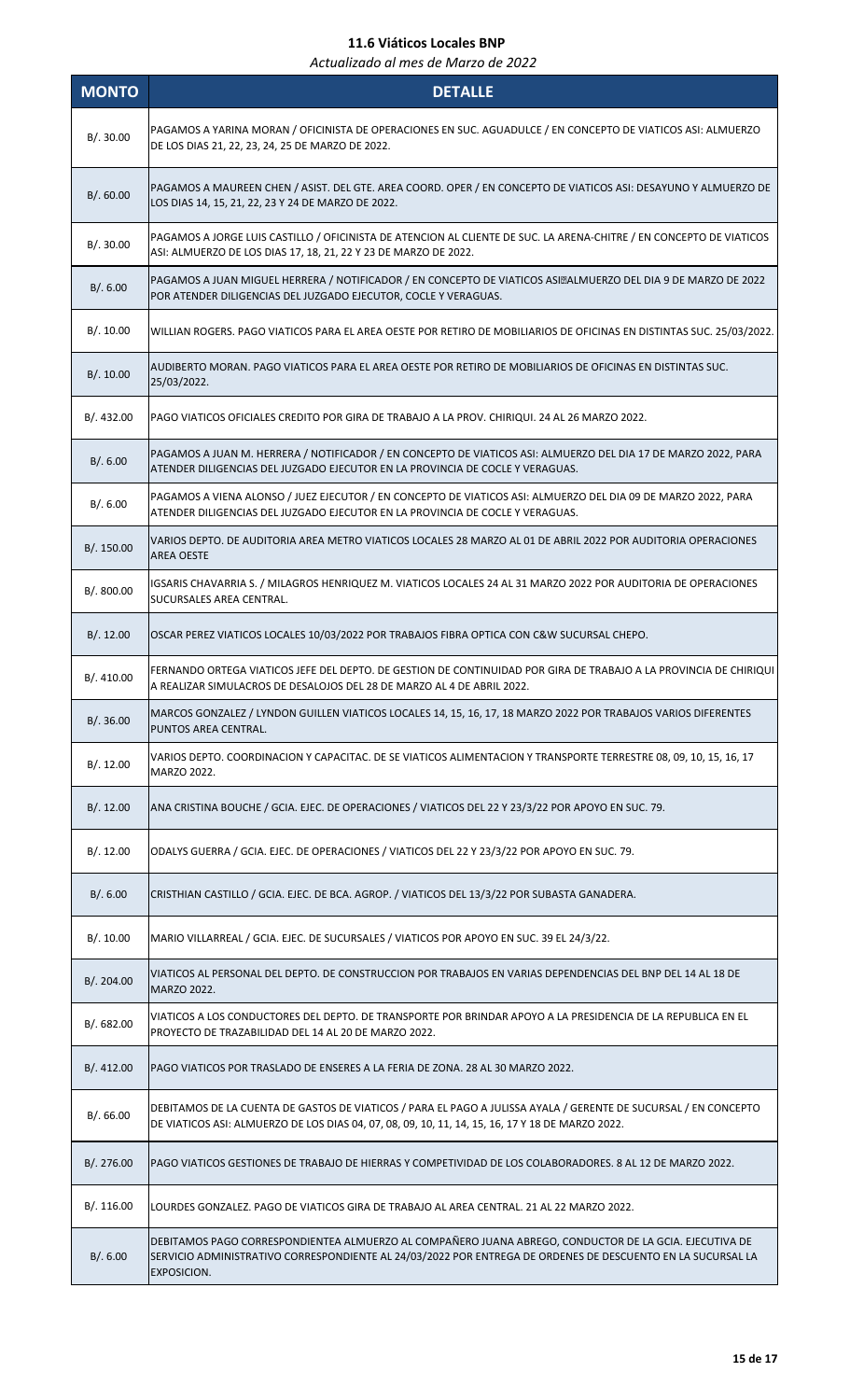## 11.6 Viáticos Locales BNP

*Actualizado al mes de Marzo de 2022*

| MONTO | DETALLE |
|---|---|
| B/. 30.00 | PAGAMOS A YARINA MORAN / OFICINISTA DE OPERACIONES EN SUC. AGUADULCE / EN CONCEPTO DE VIATICOS ASI: ALMUERZO DE LOS DIAS 21, 22, 23, 24, 25 DE MARZO DE 2022. |
| B/. 60.00 | PAGAMOS A MAUREEN CHEN / ASIST. DEL GTE. AREA COORD. OPER / EN CONCEPTO DE VIATICOS ASI: DESAYUNO Y ALMUERZO DE LOS DIAS 14, 15, 21, 22, 23 Y 24 DE MARZO DE 2022. |
| B/. 30.00 | PAGAMOS A JORGE LUIS CASTILLO / OFICINISTA DE ATENCION AL CLIENTE DE SUC. LA ARENA-CHITRE / EN CONCEPTO DE VIATICOS ASI: ALMUERZO DE LOS DIAS 17, 18, 21, 22 Y 23 DE MARZO DE 2022. |
| B/. 6.00 | PAGAMOS A JUAN MIGUEL HERRERA / NOTIFICADOR / EN CONCEPTO DE VIATICOS ASI�ALMUERZO DEL DIA 9 DE MARZO DE 2022 POR ATENDER DILIGENCIAS DEL JUZGADO EJECUTOR, COCLE Y VERAGUAS. |
| B/. 10.00 | WILLIAN ROGERS. PAGO VIATICOS PARA EL AREA OESTE POR RETIRO DE MOBILIARIOS DE OFICINAS EN DISTINTAS SUC. 25/03/2022. |
| B/. 10.00 | AUDIBERTO MORAN. PAGO VIATICOS PARA EL AREA OESTE POR RETIRO DE MOBILIARIOS DE OFICINAS EN DISTINTAS SUC. 25/03/2022. |
| B/. 432.00 | PAGO VIATICOS OFICIALES CREDITO POR GIRA DE TRABAJO A LA PROV. CHIRIQUI. 24 AL 26 MARZO 2022. |
| B/. 6.00 | PAGAMOS A JUAN M. HERRERA / NOTIFICADOR / EN CONCEPTO DE VIATICOS ASI: ALMUERZO DEL DIA 17 DE MARZO 2022, PARA ATENDER DILIGENCIAS DEL JUZGADO EJECUTOR EN LA PROVINCIA DE COCLE Y VERAGUAS. |
| B/. 6.00 | PAGAMOS A VIENA ALONSO / JUEZ EJECUTOR / EN CONCEPTO DE VIATICOS ASI: ALMUERZO DEL DIA 09 DE MARZO 2022, PARA ATENDER DILIGENCIAS DEL JUZGADO EJECUTOR EN LA PROVINCIA DE COCLE Y VERAGUAS. |
| B/. 150.00 | VARIOS DEPTO. DE AUDITORIA AREA METRO VIATICOS LOCALES 28 MARZO AL 01 DE ABRIL 2022 POR AUDITORIA OPERACIONES AREA OESTE |
| B/. 800.00 | IGSARIS CHAVARRIA S. / MILAGROS HENRIQUEZ M. VIATICOS LOCALES 24 AL 31 MARZO 2022 POR AUDITORIA DE OPERACIONES SUCURSALES AREA CENTRAL. |
| B/. 12.00 | OSCAR PEREZ VIATICOS LOCALES 10/03/2022 POR TRABAJOS FIBRA OPTICA CON C&W SUCURSAL CHEPO. |
| B/. 410.00 | FERNANDO ORTEGA VIATICOS JEFE DEL DEPTO. DE GESTION DE CONTINUIDAD POR GIRA DE TRABAJO A LA PROVINCIA DE CHIRIQUI A REALIZAR SIMULACROS DE DESALOJOS DEL 28 DE MARZO AL 4 DE ABRIL 2022. |
| B/. 36.00 | MARCOS GONZALEZ / LYNDON GUILLEN VIATICOS LOCALES 14, 15, 16, 17, 18 MARZO 2022 POR TRABAJOS VARIOS DIFERENTES PUNTOS AREA CENTRAL. |
| B/. 12.00 | VARIOS DEPTO. COORDINACION Y CAPACITAC. DE SE VIATICOS ALIMENTACION Y TRANSPORTE TERRESTRE 08, 09, 10, 15, 16, 17 MARZO 2022. |
| B/. 12.00 | ANA CRISTINA BOUCHE / GCIA. EJEC. DE OPERACIONES / VIATICOS DEL 22 Y 23/3/22 POR APOYO EN SUC. 79. |
| B/. 12.00 | ODALYS GUERRA / GCIA. EJEC. DE OPERACIONES / VIATICOS DEL 22 Y 23/3/22 POR APOYO EN SUC. 79. |
| B/. 6.00 | CRISTHIAN CASTILLO / GCIA. EJEC. DE BCA. AGROP. / VIATICOS DEL 13/3/22 POR SUBASTA GANADERA. |
| B/. 10.00 | MARIO VILLARREAL / GCIA. EJEC. DE SUCURSALES / VIATICOS POR APOYO EN SUC. 39 EL 24/3/22. |
| B/. 204.00 | VIATICOS AL PERSONAL DEL DEPTO. DE CONSTRUCCION POR TRABAJOS EN VARIAS DEPENDENCIAS DEL BNP DEL 14 AL 18 DE MARZO 2022. |
| B/. 682.00 | VIATICOS A LOS CONDUCTORES DEL DEPTO. DE TRANSPORTE POR BRINDAR APOYO A LA PRESIDENCIA DE LA REPUBLICA EN EL PROYECTO DE TRAZABILIDAD DEL 14 AL 20 DE MARZO 2022. |
| B/. 412.00 | PAGO VIATICOS POR TRASLADO DE ENSERES A LA FERIA DE ZONA. 28 AL 30 MARZO 2022. |
| B/. 66.00 | DEBITAMOS DE LA CUENTA DE GASTOS DE VIATICOS / PARA EL PAGO A JULISSA AYALA / GERENTE DE SUCURSAL / EN CONCEPTO DE VIATICOS ASI: ALMUERZO DE LOS DIAS 04, 07, 08, 09, 10, 11, 14, 15, 16, 17 Y 18 DE MARZO 2022. |
| B/. 276.00 | PAGO VIATICOS GESTIONES DE TRABAJO DE HIERRAS Y COMPETIVIDAD DE LOS COLABORADORES. 8 AL 12 DE MARZO 2022. |
| B/. 116.00 | LOURDES GONZALEZ. PAGO DE VIATICOS GIRA DE TRABAJO AL AREA CENTRAL. 21 AL 22 MARZO 2022. |
| B/. 6.00 | DEBITAMOS PAGO CORRESPONDIENTEA ALMUERZO AL COMPAÑERO JUANA ABREGO, CONDUCTOR DE LA GCIA. EJECUTIVA DE SERVICIO ADMINISTRATIVO CORRESPONDIENTE AL 24/03/2022 POR ENTREGA DE ORDENES DE DESCUENTO EN LA SUCURSAL LA EXPOSICION. |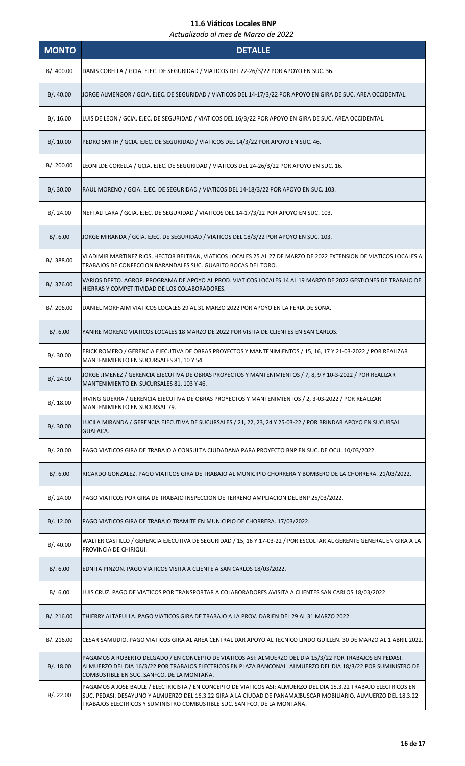# 11.6 Viáticos Locales BNP

*Actualizado al mes de Marzo de 2022*

| MONTO | DETALLE |
|---|---|
| B/. 400.00 | DANIS CORELLA / GCIA. EJEC. DE SEGURIDAD / VIATICOS DEL 22-26/3/22 POR APOYO EN SUC. 36. |
| B/. 40.00 | JORGE ALMENGOR / GCIA. EJEC. DE SEGURIDAD / VIATICOS DEL 14-17/3/22 POR APOYO EN GIRA DE SUC. AREA OCCIDENTAL. |
| B/. 16.00 | LUIS DE LEON / GCIA. EJEC. DE SEGURIDAD / VIATICOS DEL 16/3/22 POR APOYO EN GIRA DE SUC. AREA OCCIDENTAL. |
| B/. 10.00 | PEDRO SMITH / GCIA. EJEC. DE SEGURIDAD / VIATICOS DEL 14/3/22 POR APOYO EN SUC. 46. |
| B/. 200.00 | LEONILDE CORELLA / GCIA. EJEC. DE SEGURIDAD / VIATICOS DEL 24-26/3/22 POR APOYO EN SUC. 16. |
| B/. 30.00 | RAUL MORENO / GCIA. EJEC. DE SEGURIDAD / VIATICOS DEL 14-18/3/22 POR APOYO EN SUC. 103. |
| B/. 24.00 | NEFTALI LARA / GCIA. EJEC. DE SEGURIDAD / VIATICOS DEL 14-17/3/22 POR APOYO EN SUC. 103. |
| B/. 6.00 | JORGE MIRANDA / GCIA. EJEC. DE SEGURIDAD / VIATICOS DEL 18/3/22 POR APOYO EN SUC. 103. |
| B/. 388.00 | VLADIMIR MARTINEZ RIOS, HECTOR BELTRAN, VIATICOS LOCALES 25 AL 27 DE MARZO DE 2022 EXTENSION DE VIATICOS LOCALES A TRABAJOS DE CONFECCION BARANDALES SUC. GUABITO BOCAS DEL TORO. |
| B/. 376.00 | VARIOS DEPTO. AGROP. PROGRAMA DE APOYO AL PROD. VIATICOS LOCALES 14 AL 19 MARZO DE 2022 GESTIONES DE TRABAJO DE HIERRAS Y COMPETITIVIDAD DE LOS COLABORADORES. |
| B/. 206.00 | DANIEL MORHAIM VIATICOS LOCALES 29 AL 31 MARZO 2022 POR APOYO EN LA FERIA DE SONA. |
| B/. 6.00 | YANIRE MORENO VIATICOS LOCALES 18 MARZO DE 2022 POR VISITA DE CLIENTES EN SAN CARLOS. |
| B/. 30.00 | ERICK ROMERO / GERENCIA EJECUTIVA DE OBRAS PROYECTOS Y MANTENIMIENTOS / 15, 16, 17 Y 21-03-2022 / POR REALIZAR MANTENIMIENTO EN SUCURSALES 81, 10 Y 54. |
| B/. 24.00 | JORGE JIMENEZ / GERENCIA EJECUTIVA DE OBRAS PROYECTOS Y MANTENIMIENTOS / 7, 8, 9 Y 10-3-2022 / POR REALIZAR MANTENIMIENTO EN SUCURSALES 81, 103 Y 46. |
| B/. 18.00 | IRVING GUERRA / GERENCIA EJECUTIVA DE OBRAS PROYECTOS Y MANTENIMIENTOS / 2, 3-03-2022 / POR REALIZAR MANTENIMIENTO EN SUCURSAL 79. |
| B/. 30.00 | LUCILA MIRANDA / GERENCIA EJECUTIVA DE SUCURSALES / 21, 22, 23, 24 Y 25-03-22 / POR BRINDAR APOYO EN SUCURSAL GUALACA. |
| B/. 20.00 | PAGO VIATICOS GIRA DE TRABAJO A CONSULTA CIUDADANA PARA PROYECTO BNP EN SUC. DE OCU. 10/03/2022. |
| B/. 6.00 | RICARDO GONZALEZ. PAGO VIATICOS GIRA DE TRABAJO AL MUNICIPIO CHORRERA Y BOMBERO DE LA CHORRERA. 21/03/2022. |
| B/. 24.00 | PAGO VIATICOS POR GIRA DE TRABAJO INSPECCION DE TERRENO AMPLIACION DEL BNP 25/03/2022. |
| B/. 12.00 | PAGO VIATICOS GIRA DE TRABAJO TRAMITE EN MUNICIPIO DE CHORRERA. 17/03/2022. |
| B/. 40.00 | WALTER CASTILLO / GERENCIA EJECUTIVA DE SEGURIDAD / 15, 16 Y 17-03-22 / POR ESCOLTAR AL GERENTE GENERAL EN GIRA A LA PROVINCIA DE CHIRIQUI. |
| B/. 6.00 | EDNITA PINZON. PAGO VIATICOS VISITA A CLIENTE A SAN CARLOS 18/03/2022. |
| B/. 6.00 | LUIS CRUZ. PAGO DE VIATICOS POR TRANSPORTAR A COLABORADORES AVISITA A CLIENTES SAN CARLOS 18/03/2022. |
| B/. 216.00 | THIERRY ALTAFULLA. PAGO VIATICOS GIRA DE TRABAJO A LA PROV. DARIEN DEL 29 AL 31 MARZO 2022. |
| B/. 216.00 | CESAR SAMUDIO. PAGO VIATICOS GIRA AL AREA CENTRAL DAR APOYO AL TECNICO LINDO GUILLEN. 30 DE MARZO AL 1 ABRIL 2022. |
| B/. 18.00 | PAGAMOS A ROBERTO DELGADO / EN CONCEPTO DE VIATICOS ASI: ALMUERZO DEL DIA 15/3/22 POR TRABAJOS EN PEDASI. ALMUERZO DEL DIA 16/3/22 POR TRABAJOS ELECTRICOS EN PLAZA BANCONAL. ALMUERZO DEL DIA 18/3/22 POR SUMINISTRO DE COMBUSTIBLE EN SUC. SANFCO. DE LA MONTAÑA. |
| B/. 22.00 | PAGAMOS A JOSE BAULE / ELECTRICISTA / EN CONCEPTO DE VIATICOS ASI: ALMUERZO DEL DIA 15.3.22 TRABAJO ELECTRICOS EN SUC. PEDASI. DESAYUNO Y ALMUERZO DEL 16.3.22 GIRA A LA CIUDAD DE PANAMA BUSCAR MOBILIARIO. ALMUERZO DEL 18.3.22 TRABAJOS ELECTRICOS Y SUMINISTRO COMBUSTIBLE SUC. SAN FCO. DE LA MONTAÑA. |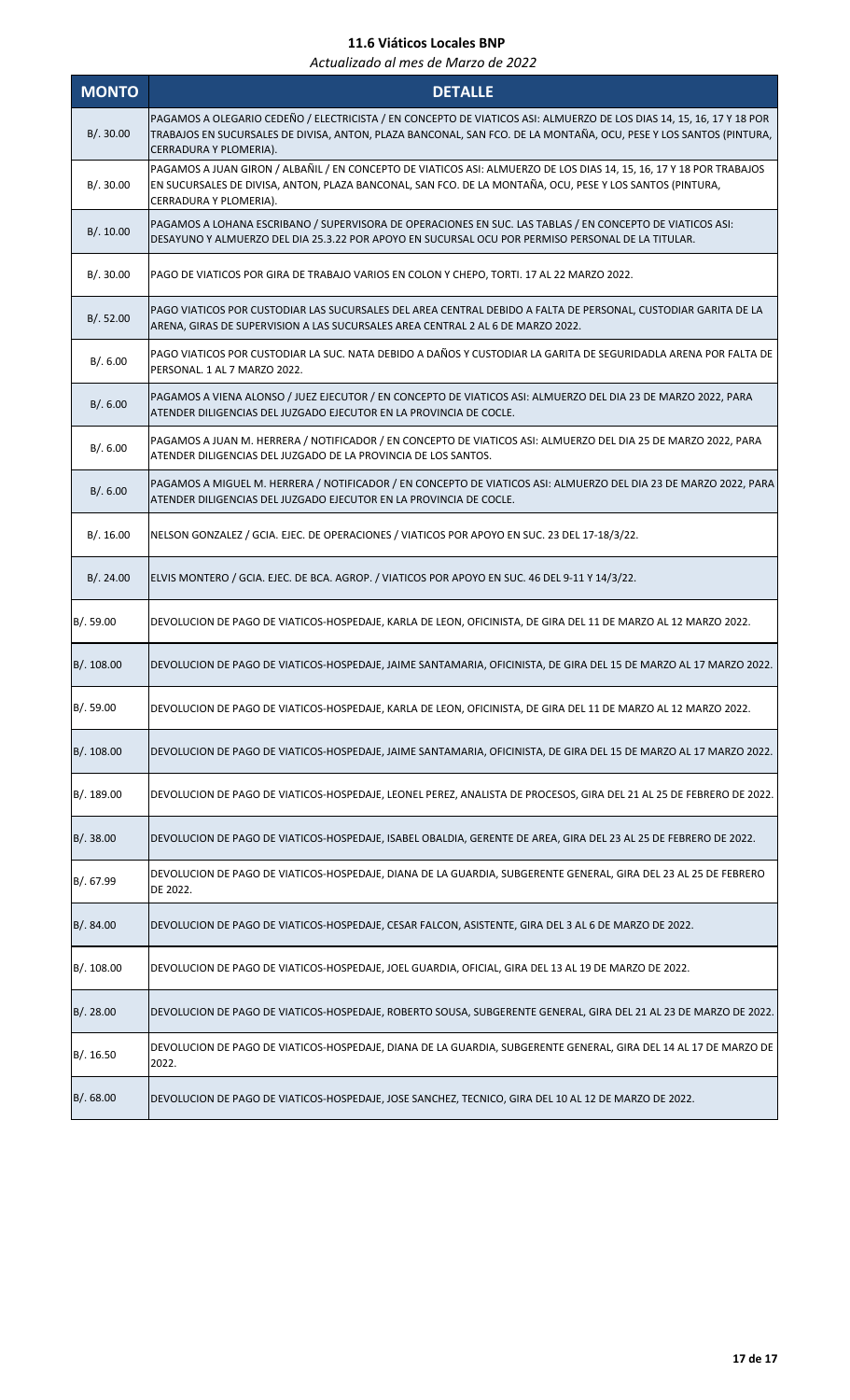# 11.6 Viáticos Locales BNP

*Actualizado al mes de Marzo de 2022*

| MONTO | DETALLE |
|---|---|
| B/. 30.00 | PAGAMOS A OLEGARIO CEDEÑO / ELECTRICISTA / EN CONCEPTO DE VIATICOS ASI: ALMUERZO DE LOS DIAS 14, 15, 16, 17 Y 18 POR TRABAJOS EN SUCURSALES DE DIVISA, ANTON, PLAZA BANCONAL, SAN FCO. DE LA MONTAÑA, OCU, PESE Y LOS SANTOS (PINTURA, CERRADURA Y PLOMERIA). |
| B/. 30.00 | PAGAMOS A JUAN GIRON / ALBAÑIL / EN CONCEPTO DE VIATICOS ASI: ALMUERZO DE LOS DIAS 14, 15, 16, 17 Y 18 POR TRABAJOS EN SUCURSALES DE DIVISA, ANTON, PLAZA BANCONAL, SAN FCO. DE LA MONTAÑA, OCU, PESE Y LOS SANTOS (PINTURA, CERRADURA Y PLOMERIA). |
| B/. 10.00 | PAGAMOS A LOHANA ESCRIBANO / SUPERVISORA DE OPERACIONES EN SUC. LAS TABLAS / EN CONCEPTO DE VIATICOS ASI: DESAYUNO Y ALMUERZO DEL DIA 25.3.22 POR APOYO EN SUCURSAL OCU POR PERMISO PERSONAL DE LA TITULAR. |
| B/. 30.00 | PAGO DE VIATICOS POR GIRA DE TRABAJO VARIOS EN COLON Y CHEPO, TORTI. 17 AL 22 MARZO 2022. |
| B/. 52.00 | PAGO VIATICOS POR CUSTODIAR LAS SUCURSALES DEL AREA CENTRAL DEBIDO A FALTA DE PERSONAL, CUSTODIAR GARITA DE LA ARENA, GIRAS DE SUPERVISION A LAS SUCURSALES AREA CENTRAL 2 AL 6 DE MARZO 2022. |
| B/. 6.00 | PAGO VIATICOS POR CUSTODIAR LA SUC. NATA DEBIDO A DAÑOS Y CUSTODIAR LA GARITA DE SEGURIDADLA ARENA POR FALTA DE PERSONAL. 1 AL 7 MARZO 2022. |
| B/. 6.00 | PAGAMOS A VIENA ALONSO / JUEZ EJECUTOR / EN CONCEPTO DE VIATICOS ASI: ALMUERZO DEL DIA 23 DE MARZO 2022, PARA ATENDER DILIGENCIAS DEL JUZGADO EJECUTOR EN LA PROVINCIA DE COCLE. |
| B/. 6.00 | PAGAMOS A JUAN M. HERRERA / NOTIFICADOR / EN CONCEPTO DE VIATICOS ASI: ALMUERZO DEL DIA 25 DE MARZO 2022, PARA ATENDER DILIGENCIAS DEL JUZGADO DE LA PROVINCIA DE LOS SANTOS. |
| B/. 6.00 | PAGAMOS A MIGUEL M. HERRERA / NOTIFICADOR / EN CONCEPTO DE VIATICOS ASI: ALMUERZO DEL DIA 23 DE MARZO 2022, PARA ATENDER DILIGENCIAS DEL JUZGADO EJECUTOR EN LA PROVINCIA DE COCLE. |
| B/. 16.00 | NELSON GONZALEZ / GCIA. EJEC. DE OPERACIONES / VIATICOS POR APOYO EN SUC. 23 DEL 17-18/3/22. |
| B/. 24.00 | ELVIS MONTERO / GCIA. EJEC. DE BCA. AGROP. / VIATICOS POR APOYO EN SUC. 46 DEL 9-11 Y 14/3/22. |
| B/. 59.00 | DEVOLUCION DE PAGO DE VIATICOS-HOSPEDAJE, KARLA DE LEON, OFICINISTA, DE GIRA DEL 11 DE MARZO AL 12 MARZO 2022. |
| B/. 108.00 | DEVOLUCION DE PAGO DE VIATICOS-HOSPEDAJE, JAIME SANTAMARIA, OFICINISTA, DE GIRA DEL 15 DE MARZO AL 17 MARZO 2022. |
| B/. 59.00 | DEVOLUCION DE PAGO DE VIATICOS-HOSPEDAJE, KARLA DE LEON, OFICINISTA, DE GIRA DEL 11 DE MARZO AL 12 MARZO 2022. |
| B/. 108.00 | DEVOLUCION DE PAGO DE VIATICOS-HOSPEDAJE, JAIME SANTAMARIA, OFICINISTA, DE GIRA DEL 15 DE MARZO AL 17 MARZO 2022. |
| B/. 189.00 | DEVOLUCION DE PAGO DE VIATICOS-HOSPEDAJE, LEONEL PEREZ, ANALISTA DE PROCESOS, GIRA DEL 21 AL 25 DE FEBRERO DE 2022. |
| B/. 38.00 | DEVOLUCION DE PAGO DE VIATICOS-HOSPEDAJE, ISABEL OBALDIA, GERENTE DE AREA, GIRA DEL 23 AL 25 DE FEBRERO DE 2022. |
| B/. 67.99 | DEVOLUCION DE PAGO DE VIATICOS-HOSPEDAJE, DIANA DE LA GUARDIA, SUBGERENTE GENERAL, GIRA DEL 23 AL 25 DE FEBRERO DE 2022. |
| B/. 84.00 | DEVOLUCION DE PAGO DE VIATICOS-HOSPEDAJE, CESAR FALCON, ASISTENTE, GIRA DEL 3 AL 6 DE MARZO DE 2022. |
| B/. 108.00 | DEVOLUCION DE PAGO DE VIATICOS-HOSPEDAJE, JOEL GUARDIA, OFICIAL, GIRA DEL 13 AL 19 DE MARZO DE 2022. |
| B/. 28.00 | DEVOLUCION DE PAGO DE VIATICOS-HOSPEDAJE, ROBERTO SOUSA, SUBGERENTE GENERAL, GIRA DEL 21 AL 23 DE MARZO DE 2022. |
| B/. 16.50 | DEVOLUCION DE PAGO DE VIATICOS-HOSPEDAJE, DIANA DE LA GUARDIA, SUBGERENTE GENERAL, GIRA DEL 14 AL 17 DE MARZO DE 2022. |
| B/. 68.00 | DEVOLUCION DE PAGO DE VIATICOS-HOSPEDAJE, JOSE SANCHEZ, TECNICO, GIRA DEL 10 AL 12 DE MARZO DE 2022. |